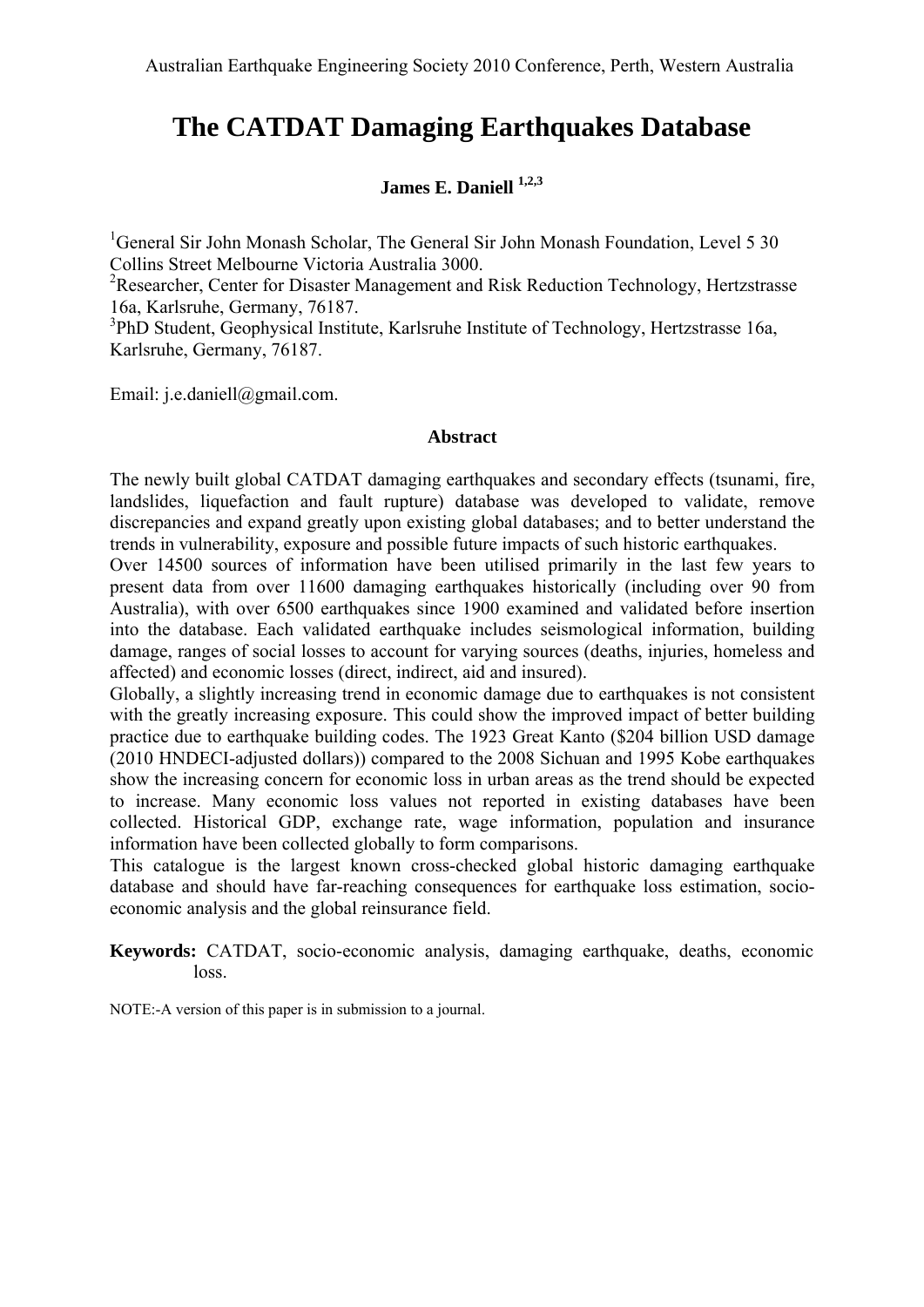# The CATDAT Damaging Earthquakes Database

**James E. Daniell [1,2,3]**

[1]General Sir John Monash Scholar, The General Sir John Monash Foundation, Level 5 30 Collins Street Melbourne Victoria Australia 3000.
[2]Researcher, Center for Disaster Management and Risk Reduction Technology, Hertzstrasse 16a, Karlsruhe, Germany, 76187.
[3]PhD Student, Geophysical Institute, Karlsruhe Institute of Technology, Hertzstrasse 16a, Karlsruhe, Germany, 76187.

Email: j.e.daniell@gmail.com.

## Abstract

The newly built global CATDAT damaging earthquakes and secondary effects (tsunami, fire, landslides, liquefaction and fault rupture) database was developed to validate, remove discrepancies and expand greatly upon existing global databases; and to better understand the trends in vulnerability, exposure and possible future impacts of such historic earthquakes.

Over 14500 sources of information have been utilised primarily in the last few years to present data from over 11600 damaging earthquakes historically (including over 90 from Australia), with over 6500 earthquakes since 1900 examined and validated before insertion into the database. Each validated earthquake includes seismological information, building damage, ranges of social losses to account for varying sources (deaths, injuries, homeless and affected) and economic losses (direct, indirect, aid and insured).

Globally, a slightly increasing trend in economic damage due to earthquakes is not consistent with the greatly increasing exposure. This could show the improved impact of better building practice due to earthquake building codes. The 1923 Great Kanto ($204 billion USD damage (2010 HNDECI-adjusted dollars)) compared to the 2008 Sichuan and 1995 Kobe earthquakes show the increasing concern for economic loss in urban areas as the trend should be expected to increase. Many economic loss values not reported in existing databases have been collected. Historical GDP, exchange rate, wage information, population and insurance information have been collected globally to form comparisons.

This catalogue is the largest known cross-checked global historic damaging earthquake database and should have far-reaching consequences for earthquake loss estimation, socio-economic analysis and the global reinsurance field.

**Keywords:** CATDAT, socio-economic analysis, damaging earthquake, deaths, economic loss.

NOTE:-A version of this paper is in submission to a journal.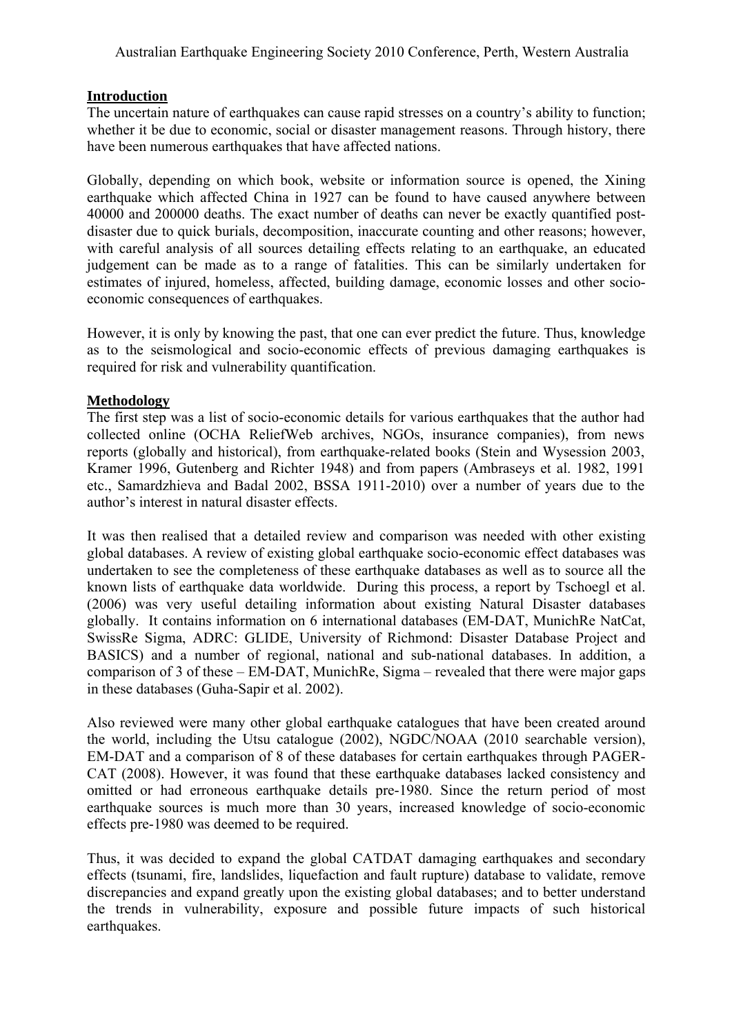## Introduction

The uncertain nature of earthquakes can cause rapid stresses on a country's ability to function; whether it be due to economic, social or disaster management reasons. Through history, there have been numerous earthquakes that have affected nations.

Globally, depending on which book, website or information source is opened, the Xining earthquake which affected China in 1927 can be found to have caused anywhere between 40000 and 200000 deaths. The exact number of deaths can never be exactly quantified post-disaster due to quick burials, decomposition, inaccurate counting and other reasons; however, with careful analysis of all sources detailing effects relating to an earthquake, an educated judgement can be made as to a range of fatalities. This can be similarly undertaken for estimates of injured, homeless, affected, building damage, economic losses and other socio-economic consequences of earthquakes.

However, it is only by knowing the past, that one can ever predict the future. Thus, knowledge as to the seismological and socio-economic effects of previous damaging earthquakes is required for risk and vulnerability quantification.

## Methodology

The first step was a list of socio-economic details for various earthquakes that the author had collected online (OCHA ReliefWeb archives, NGOs, insurance companies), from news reports (globally and historical), from earthquake-related books (Stein and Wysession 2003, Kramer 1996, Gutenberg and Richter 1948) and from papers (Ambraseys et al. 1982, 1991 etc., Samardzhieva and Badal 2002, BSSA 1911-2010) over a number of years due to the author's interest in natural disaster effects.

It was then realised that a detailed review and comparison was needed with other existing global databases. A review of existing global earthquake socio-economic effect databases was undertaken to see the completeness of these earthquake databases as well as to source all the known lists of earthquake data worldwide. During this process, a report by Tschoegl et al. (2006) was very useful detailing information about existing Natural Disaster databases globally. It contains information on 6 international databases (EM-DAT, MunichRe NatCat, SwissRe Sigma, ADRC: GLIDE, University of Richmond: Disaster Database Project and BASICS) and a number of regional, national and sub-national databases. In addition, a comparison of 3 of these – EM-DAT, MunichRe, Sigma – revealed that there were major gaps in these databases (Guha-Sapir et al. 2002).

Also reviewed were many other global earthquake catalogues that have been created around the world, including the Utsu catalogue (2002), NGDC/NOAA (2010 searchable version), EM-DAT and a comparison of 8 of these databases for certain earthquakes through PAGER-CAT (2008). However, it was found that these earthquake databases lacked consistency and omitted or had erroneous earthquake details pre-1980. Since the return period of most earthquake sources is much more than 30 years, increased knowledge of socio-economic effects pre-1980 was deemed to be required.

Thus, it was decided to expand the global CATDAT damaging earthquakes and secondary effects (tsunami, fire, landslides, liquefaction and fault rupture) database to validate, remove discrepancies and expand greatly upon the existing global databases; and to better understand the trends in vulnerability, exposure and possible future impacts of such historical earthquakes.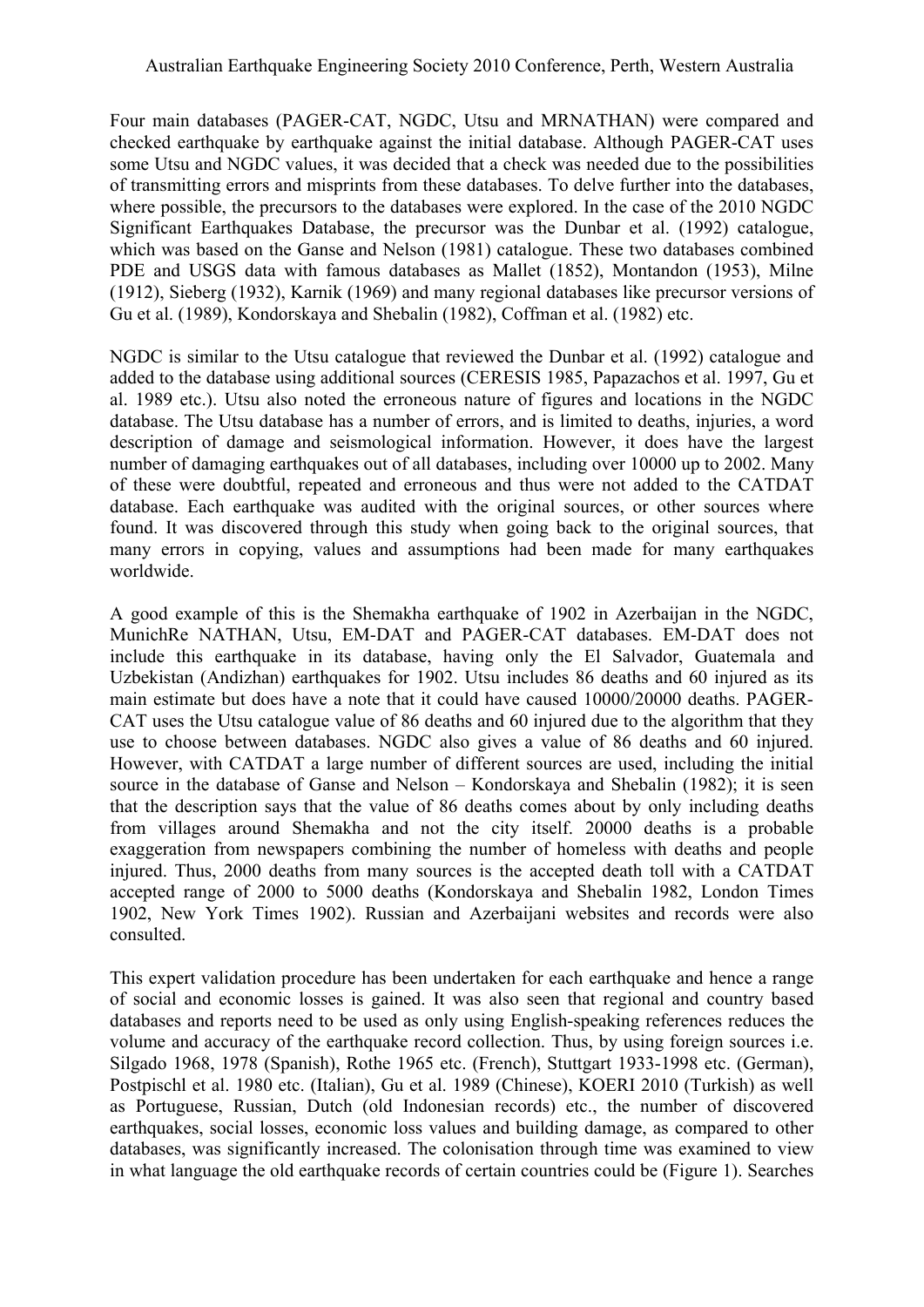Four main databases (PAGER-CAT, NGDC, Utsu and MRNATHAN) were compared and checked earthquake by earthquake against the initial database. Although PAGER-CAT uses some Utsu and NGDC values, it was decided that a check was needed due to the possibilities of transmitting errors and misprints from these databases. To delve further into the databases, where possible, the precursors to the databases were explored. In the case of the 2010 NGDC Significant Earthquakes Database, the precursor was the Dunbar et al. (1992) catalogue, which was based on the Ganse and Nelson (1981) catalogue. These two databases combined PDE and USGS data with famous databases as Mallet (1852), Montandon (1953), Milne (1912), Sieberg (1932), Karnik (1969) and many regional databases like precursor versions of Gu et al. (1989), Kondorskaya and Shebalin (1982), Coffman et al. (1982) etc.

NGDC is similar to the Utsu catalogue that reviewed the Dunbar et al. (1992) catalogue and added to the database using additional sources (CERESIS 1985, Papazachos et al. 1997, Gu et al. 1989 etc.). Utsu also noted the erroneous nature of figures and locations in the NGDC database. The Utsu database has a number of errors, and is limited to deaths, injuries, a word description of damage and seismological information. However, it does have the largest number of damaging earthquakes out of all databases, including over 10000 up to 2002. Many of these were doubtful, repeated and erroneous and thus were not added to the CATDAT database. Each earthquake was audited with the original sources, or other sources where found. It was discovered through this study when going back to the original sources, that many errors in copying, values and assumptions had been made for many earthquakes worldwide.

A good example of this is the Shemakha earthquake of 1902 in Azerbaijan in the NGDC, MunichRe NATHAN, Utsu, EM-DAT and PAGER-CAT databases. EM-DAT does not include this earthquake in its database, having only the El Salvador, Guatemala and Uzbekistan (Andizhan) earthquakes for 1902. Utsu includes 86 deaths and 60 injured as its main estimate but does have a note that it could have caused 10000/20000 deaths. PAGER-CAT uses the Utsu catalogue value of 86 deaths and 60 injured due to the algorithm that they use to choose between databases. NGDC also gives a value of 86 deaths and 60 injured. However, with CATDAT a large number of different sources are used, including the initial source in the database of Ganse and Nelson – Kondorskaya and Shebalin (1982); it is seen that the description says that the value of 86 deaths comes about by only including deaths from villages around Shemakha and not the city itself. 20000 deaths is a probable exaggeration from newspapers combining the number of homeless with deaths and people injured. Thus, 2000 deaths from many sources is the accepted death toll with a CATDAT accepted range of 2000 to 5000 deaths (Kondorskaya and Shebalin 1982, London Times 1902, New York Times 1902). Russian and Azerbaijani websites and records were also consulted.

This expert validation procedure has been undertaken for each earthquake and hence a range of social and economic losses is gained. It was also seen that regional and country based databases and reports need to be used as only using English-speaking references reduces the volume and accuracy of the earthquake record collection. Thus, by using foreign sources i.e. Silgado 1968, 1978 (Spanish), Rothe 1965 etc. (French), Stuttgart 1933-1998 etc. (German), Postpischl et al. 1980 etc. (Italian), Gu et al. 1989 (Chinese), KOERI 2010 (Turkish) as well as Portuguese, Russian, Dutch (old Indonesian records) etc., the number of discovered earthquakes, social losses, economic loss values and building damage, as compared to other databases, was significantly increased. The colonisation through time was examined to view in what language the old earthquake records of certain countries could be (Figure 1). Searches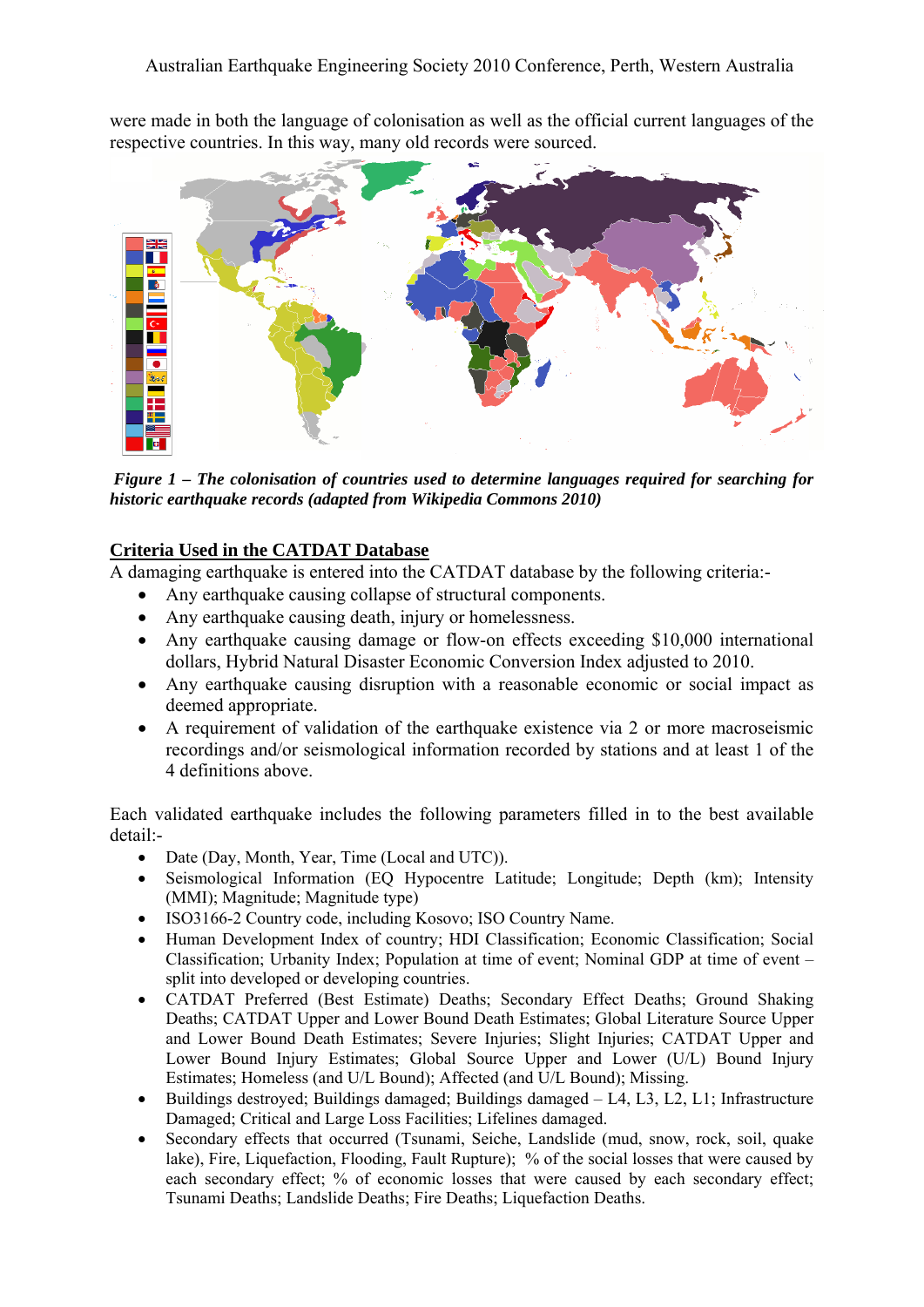were made in both the language of colonisation as well as the official current languages of the respective countries. In this way, many old records were sourced.

***Figure 1 – The colonisation of countries used to determine languages required for searching for historic earthquake records (adapted from Wikipedia Commons 2010)***

## Criteria Used in the CATDAT Database

A damaging earthquake is entered into the CATDAT database by the following criteria:-

- Any earthquake causing collapse of structural components.
- Any earthquake causing death, injury or homelessness.
- Any earthquake causing damage or flow-on effects exceeding $10,000 international dollars, Hybrid Natural Disaster Economic Conversion Index adjusted to 2010.
- Any earthquake causing disruption with a reasonable economic or social impact as deemed appropriate.
- A requirement of validation of the earthquake existence via 2 or more macroseismic recordings and/or seismological information recorded by stations and at least 1 of the 4 definitions above.

Each validated earthquake includes the following parameters filled in to the best available detail:-

- Date (Day, Month, Year, Time (Local and UTC)).
- Seismological Information (EQ Hypocentre Latitude; Longitude; Depth (km); Intensity (MMI); Magnitude; Magnitude type)
- ISO3166-2 Country code, including Kosovo; ISO Country Name.
- Human Development Index of country; HDI Classification; Economic Classification; Social Classification; Urbanity Index; Population at time of event; Nominal GDP at time of event – split into developed or developing countries.
- CATDAT Preferred (Best Estimate) Deaths; Secondary Effect Deaths; Ground Shaking Deaths; CATDAT Upper and Lower Bound Death Estimates; Global Literature Source Upper and Lower Bound Death Estimates; Severe Injuries; Slight Injuries; CATDAT Upper and Lower Bound Injury Estimates; Global Source Upper and Lower (U/L) Bound Injury Estimates; Homeless (and U/L Bound); Affected (and U/L Bound); Missing.
- Buildings destroyed; Buildings damaged; Buildings damaged – L4, L3, L2, L1; Infrastructure Damaged; Critical and Large Loss Facilities; Lifelines damaged.
- Secondary effects that occurred (Tsunami, Seiche, Landslide (mud, snow, rock, soil, quake lake), Fire, Liquefaction, Flooding, Fault Rupture); % of the social losses that were caused by each secondary effect; % of economic losses that were caused by each secondary effect; Tsunami Deaths; Landslide Deaths; Fire Deaths; Liquefaction Deaths.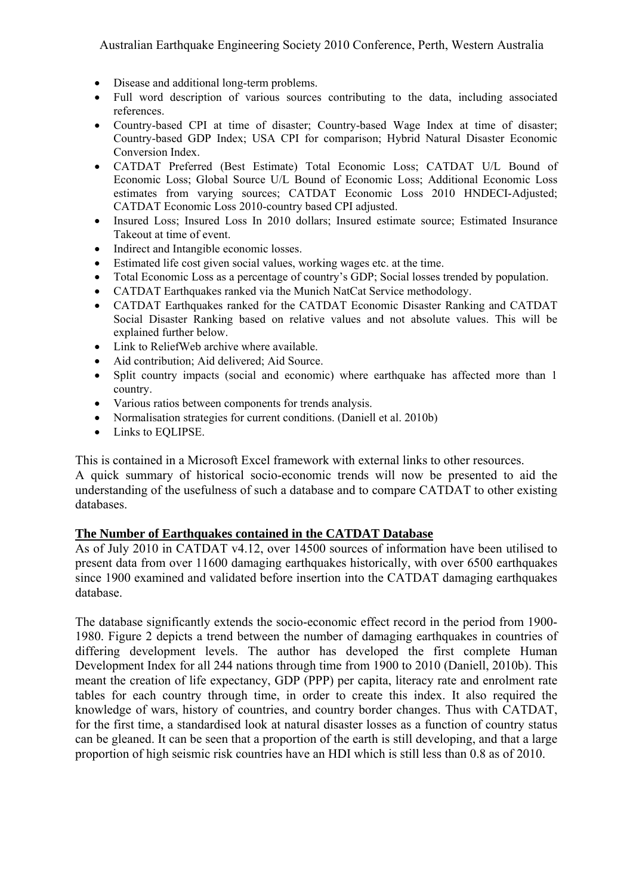- Disease and additional long-term problems.
- Full word description of various sources contributing to the data, including associated references.
- Country-based CPI at time of disaster; Country-based Wage Index at time of disaster; Country-based GDP Index; USA CPI for comparison; Hybrid Natural Disaster Economic Conversion Index.
- CATDAT Preferred (Best Estimate) Total Economic Loss; CATDAT U/L Bound of Economic Loss; Global Source U/L Bound of Economic Loss; Additional Economic Loss estimates from varying sources; CATDAT Economic Loss 2010 HNDECI-Adjusted; CATDAT Economic Loss 2010-country based CPI adjusted.
- Insured Loss; Insured Loss In 2010 dollars; Insured estimate source; Estimated Insurance Takeout at time of event.
- Indirect and Intangible economic losses.
- Estimated life cost given social values, working wages etc. at the time.
- Total Economic Loss as a percentage of country's GDP; Social losses trended by population.
- CATDAT Earthquakes ranked via the Munich NatCat Service methodology.
- CATDAT Earthquakes ranked for the CATDAT Economic Disaster Ranking and CATDAT Social Disaster Ranking based on relative values and not absolute values. This will be explained further below.
- Link to ReliefWeb archive where available.
- Aid contribution; Aid delivered; Aid Source.
- Split country impacts (social and economic) where earthquake has affected more than 1 country.
- Various ratios between components for trends analysis.
- Normalisation strategies for current conditions. (Daniell et al. 2010b)
- Links to EQLIPSE.

This is contained in a Microsoft Excel framework with external links to other resources.
A quick summary of historical socio-economic trends will now be presented to aid the understanding of the usefulness of such a database and to compare CATDAT to other existing databases.

## The Number of Earthquakes contained in the CATDAT Database

As of July 2010 in CATDAT v4.12, over 14500 sources of information have been utilised to present data from over 11600 damaging earthquakes historically, with over 6500 earthquakes since 1900 examined and validated before insertion into the CATDAT damaging earthquakes database.

The database significantly extends the socio-economic effect record in the period from 1900-1980. Figure 2 depicts a trend between the number of damaging earthquakes in countries of differing development levels. The author has developed the first complete Human Development Index for all 244 nations through time from 1900 to 2010 (Daniell, 2010b). This meant the creation of life expectancy, GDP (PPP) per capita, literacy rate and enrolment rate tables for each country through time, in order to create this index. It also required the knowledge of wars, history of countries, and country border changes. Thus with CATDAT, for the first time, a standardised look at natural disaster losses as a function of country status can be gleaned. It can be seen that a proportion of the earth is still developing, and that a large proportion of high seismic risk countries have an HDI which is still less than 0.8 as of 2010.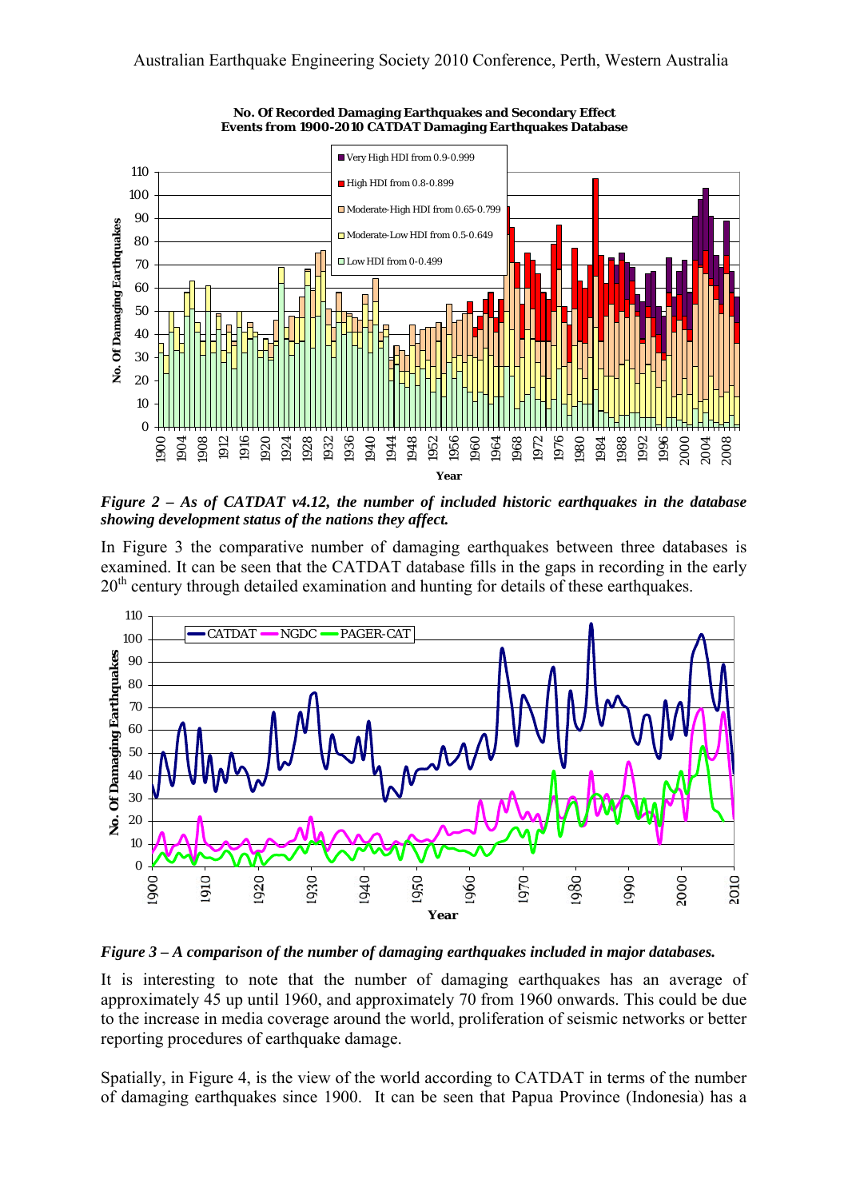*Figure 2 – As of CATDAT v4.12, the number of included historic earthquakes in the database showing development status of the nations they affect.*

In Figure 3 the comparative number of damaging earthquakes between three databases is examined. It can be seen that the CATDAT database fills in the gaps in recording in the early 20th century through detailed examination and hunting for details of these earthquakes.

*Figure 3 – A comparison of the number of damaging earthquakes included in major databases.*

It is interesting to note that the number of damaging earthquakes has an average of approximately 45 up until 1960, and approximately 70 from 1960 onwards. This could be due to the increase in media coverage around the world, proliferation of seismic networks or better reporting procedures of earthquake damage.

Spatially, in Figure 4, is the view of the world according to CATDAT in terms of the number of damaging earthquakes since 1900. It can be seen that Papua Province (Indonesia) has a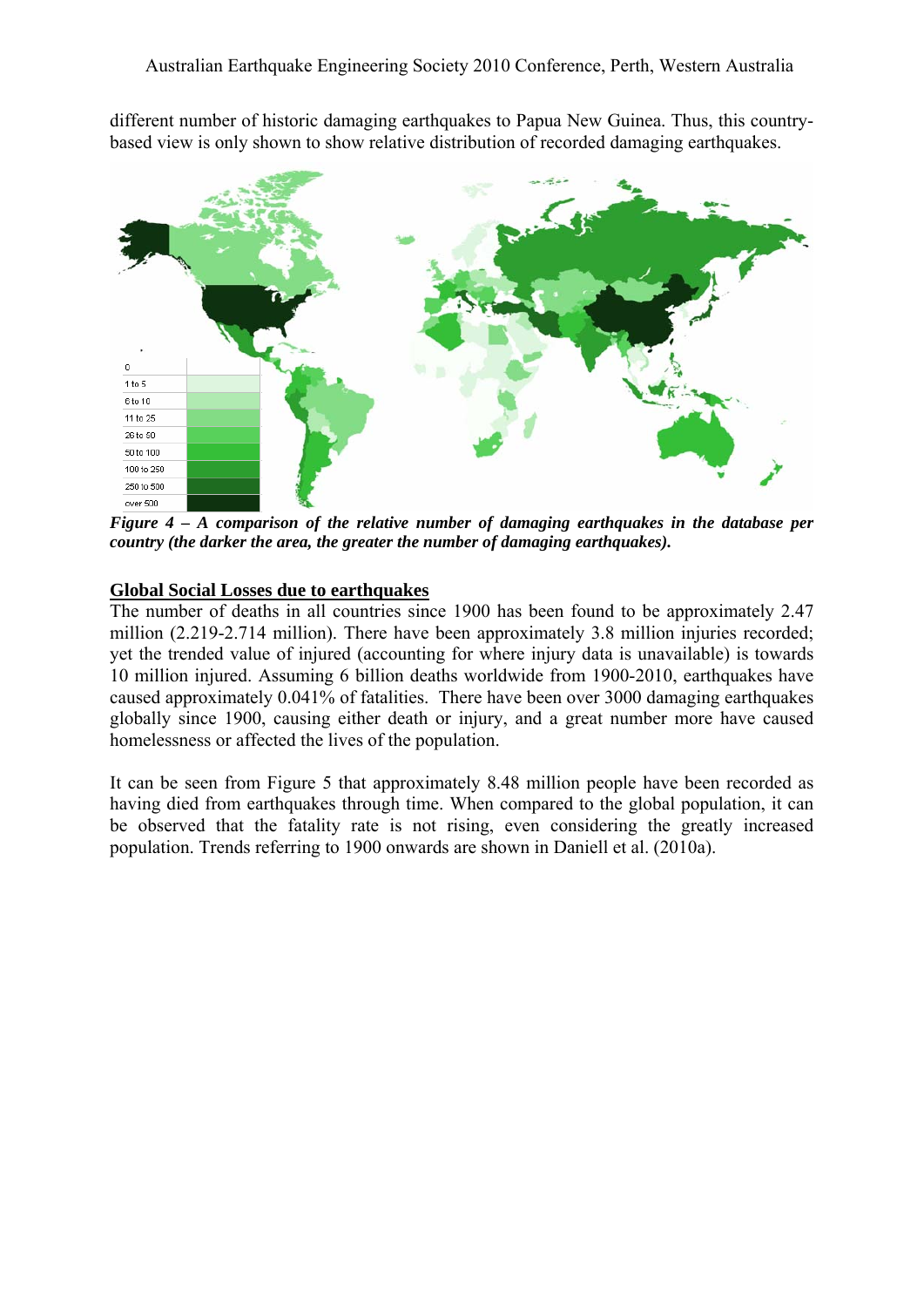different number of historic damaging earthquakes to Papua New Guinea. Thus, this country-based view is only shown to show relative distribution of recorded damaging earthquakes.

***Figure 4 – A comparison of the relative number of damaging earthquakes in the database per country (the darker the area, the greater the number of damaging earthquakes).***

## Global Social Losses due to earthquakes

The number of deaths in all countries since 1900 has been found to be approximately 2.47 million (2.219-2.714 million). There have been approximately 3.8 million injuries recorded; yet the trended value of injured (accounting for where injury data is unavailable) is towards 10 million injured. Assuming 6 billion deaths worldwide from 1900-2010, earthquakes have caused approximately 0.041% of fatalities. There have been over 3000 damaging earthquakes globally since 1900, causing either death or injury, and a great number more have caused homelessness or affected the lives of the population.

It can be seen from Figure 5 that approximately 8.48 million people have been recorded as having died from earthquakes through time. When compared to the global population, it can be observed that the fatality rate is not rising, even considering the greatly increased population. Trends referring to 1900 onwards are shown in Daniell et al. (2010a).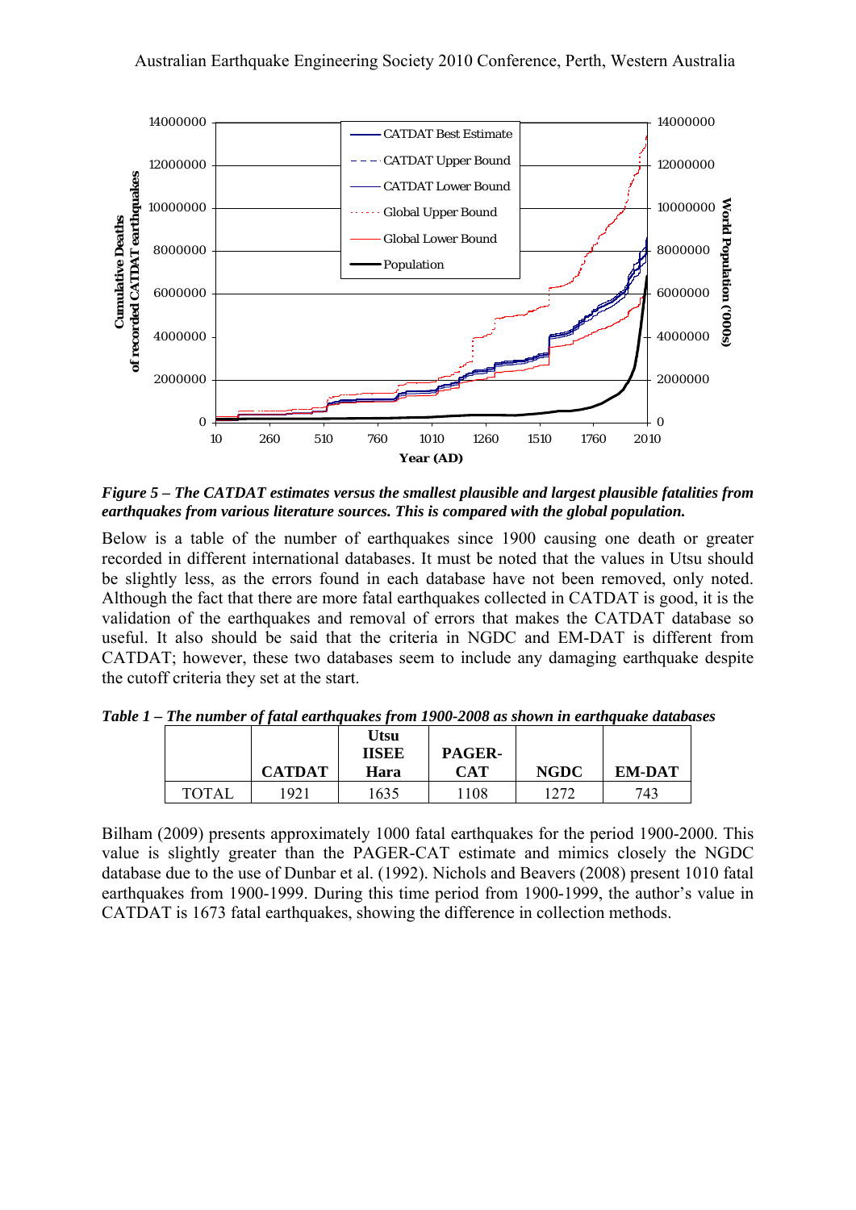*Figure 5 – The CATDAT estimates versus the smallest plausible and largest plausible fatalities from earthquakes from various literature sources. This is compared with the global population.*

Below is a table of the number of earthquakes since 1900 causing one death or greater recorded in different international databases. It must be noted that the values in Utsu should be slightly less, as the errors found in each database have not been removed, only noted. Although the fact that there are more fatal earthquakes collected in CATDAT is good, it is the validation of the earthquakes and removal of errors that makes the CATDAT database so useful. It also should be said that the criteria in NGDC and EM-DAT is different from CATDAT; however, these two databases seem to include any damaging earthquake despite the cutoff criteria they set at the start.

*Table 1 – The number of fatal earthquakes from 1900-2008 as shown in earthquake databases*

| | CATDAT | Utsu IISEE Hara | PAGER-CAT | NGDC | EM-DAT |
|---|---|---|---|---|---|
| TOTAL | 1921 | 1635 | 1108 | 1272 | 743 |

Bilham (2009) presents approximately 1000 fatal earthquakes for the period 1900-2000. This value is slightly greater than the PAGER-CAT estimate and mimics closely the NGDC database due to the use of Dunbar et al. (1992). Nichols and Beavers (2008) present 1010 fatal earthquakes from 1900-1999. During this time period from 1900-1999, the author's value in CATDAT is 1673 fatal earthquakes, showing the difference in collection methods.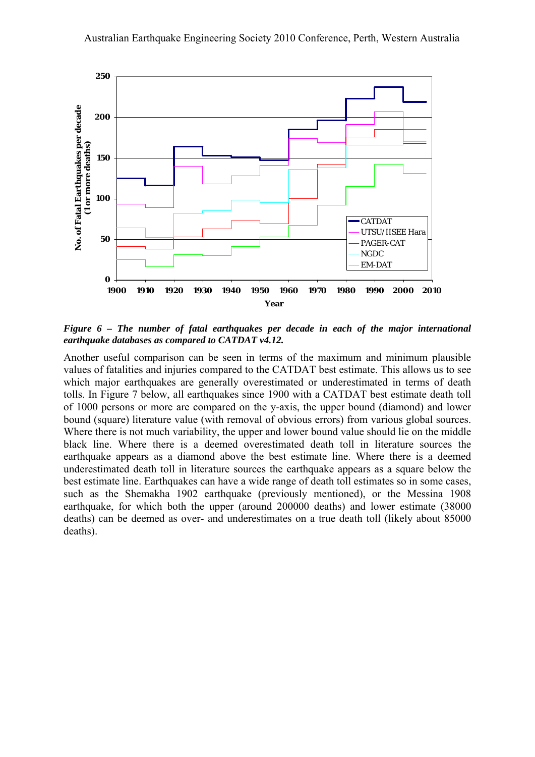*Figure 6 – The number of fatal earthquakes per decade in each of the major international earthquake databases as compared to CATDAT v4.12.*

Another useful comparison can be seen in terms of the maximum and minimum plausible values of fatalities and injuries compared to the CATDAT best estimate. This allows us to see which major earthquakes are generally overestimated or underestimated in terms of death tolls. In Figure 7 below, all earthquakes since 1900 with a CATDAT best estimate death toll of 1000 persons or more are compared on the y-axis, the upper bound (diamond) and lower bound (square) literature value (with removal of obvious errors) from various global sources. Where there is not much variability, the upper and lower bound value should lie on the middle black line. Where there is a deemed overestimated death toll in literature sources the earthquake appears as a diamond above the best estimate line. Where there is a deemed underestimated death toll in literature sources the earthquake appears as a square below the best estimate line. Earthquakes can have a wide range of death toll estimates so in some cases, such as the Shemakha 1902 earthquake (previously mentioned), or the Messina 1908 earthquake, for which both the upper (around 200000 deaths) and lower estimate (38000 deaths) can be deemed as over- and underestimates on a true death toll (likely about 85000 deaths).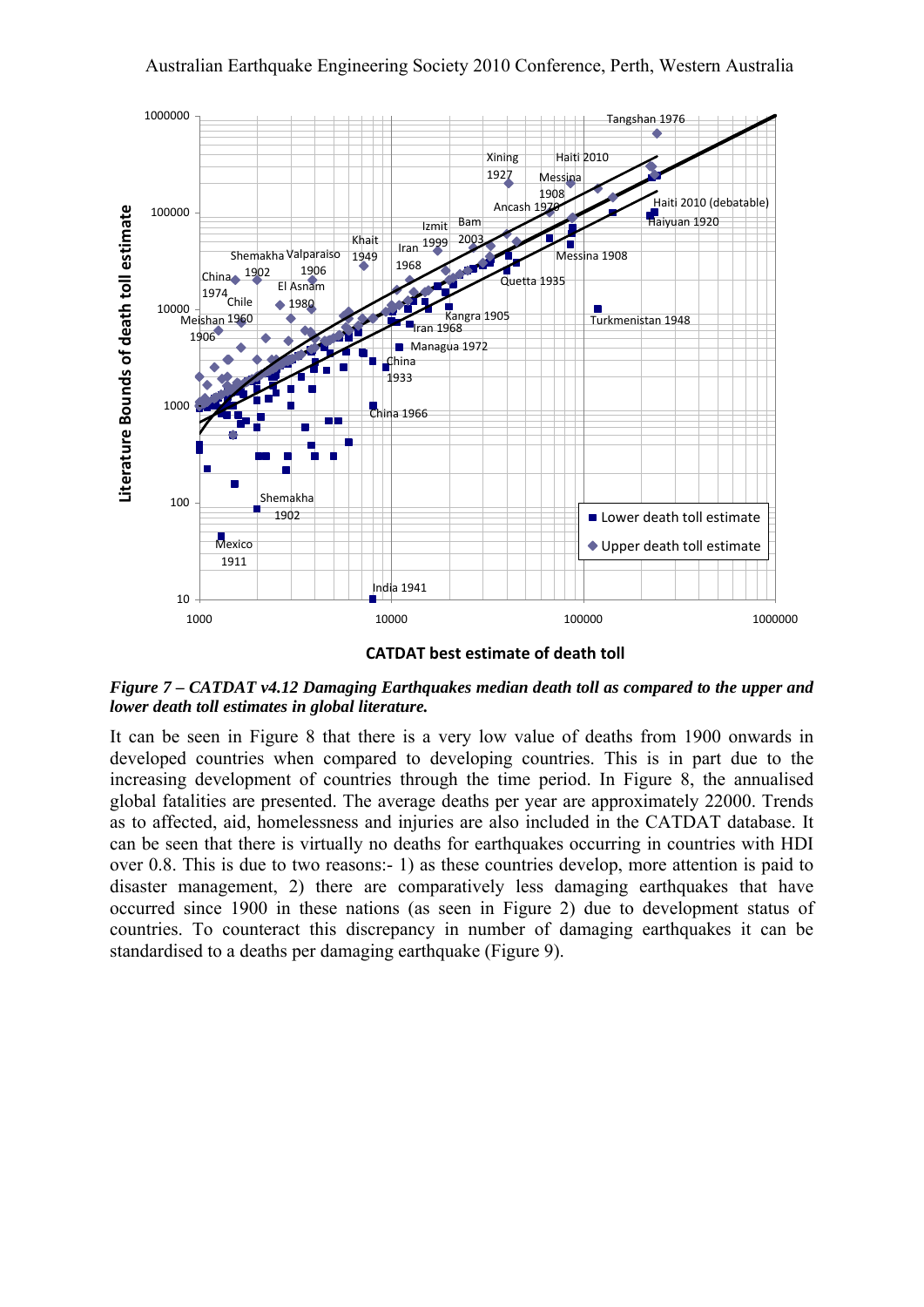*Figure 7 – CATDAT v4.12 Damaging Earthquakes median death toll as compared to the upper and lower death toll estimates in global literature.*

It can be seen in Figure 8 that there is a very low value of deaths from 1900 onwards in developed countries when compared to developing countries. This is in part due to the increasing development of countries through the time period. In Figure 8, the annualised global fatalities are presented. The average deaths per year are approximately 22000. Trends as to affected, aid, homelessness and injuries are also included in the CATDAT database. It can be seen that there is virtually no deaths for earthquakes occurring in countries with HDI over 0.8. This is due to two reasons:- 1) as these countries develop, more attention is paid to disaster management, 2) there are comparatively less damaging earthquakes that have occurred since 1900 in these nations (as seen in Figure 2) due to development status of countries. To counteract this discrepancy in number of damaging earthquakes it can be standardised to a deaths per damaging earthquake (Figure 9).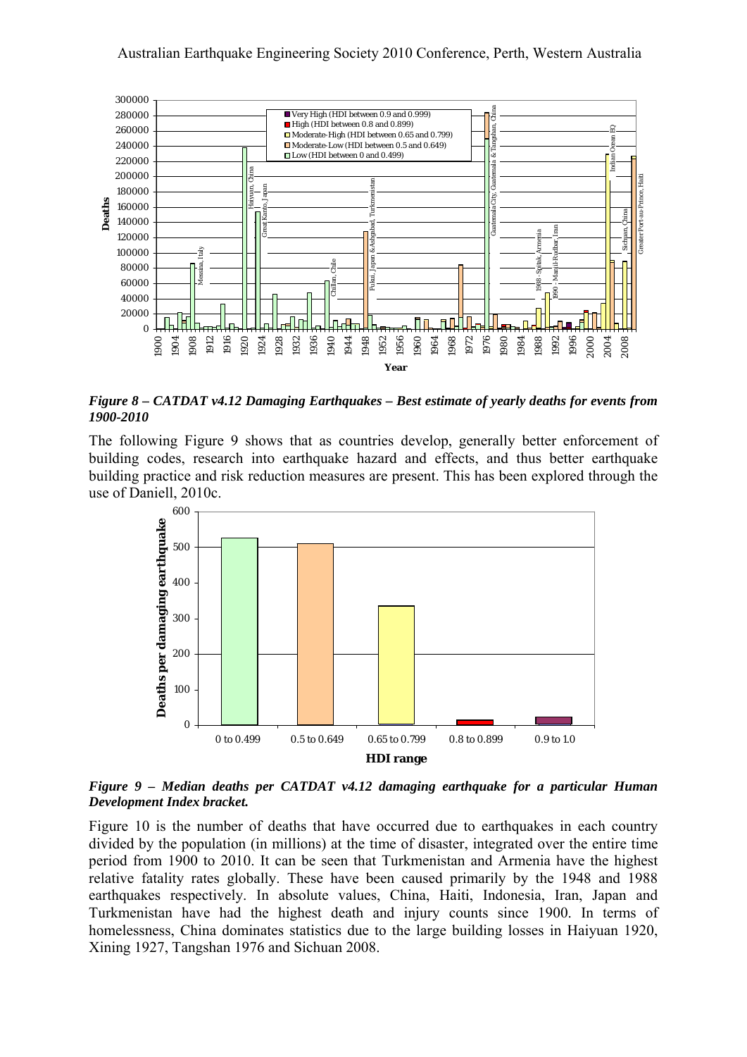*Figure 8 – CATDAT v4.12 Damaging Earthquakes – Best estimate of yearly deaths for events from 1900-2010*

The following Figure 9 shows that as countries develop, generally better enforcement of building codes, research into earthquake hazard and effects, and thus better earthquake building practice and risk reduction measures are present. This has been explored through the use of Daniell, 2010c.

*Figure 9 – Median deaths per CATDAT v4.12 damaging earthquake for a particular Human Development Index bracket.*

Figure 10 is the number of deaths that have occurred due to earthquakes in each country divided by the population (in millions) at the time of disaster, integrated over the entire time period from 1900 to 2010. It can be seen that Turkmenistan and Armenia have the highest relative fatality rates globally. These have been caused primarily by the 1948 and 1988 earthquakes respectively. In absolute values, China, Haiti, Indonesia, Iran, Japan and Turkmenistan have had the highest death and injury counts since 1900. In terms of homelessness, China dominates statistics due to the large building losses in Haiyuan 1920, Xining 1927, Tangshan 1976 and Sichuan 2008.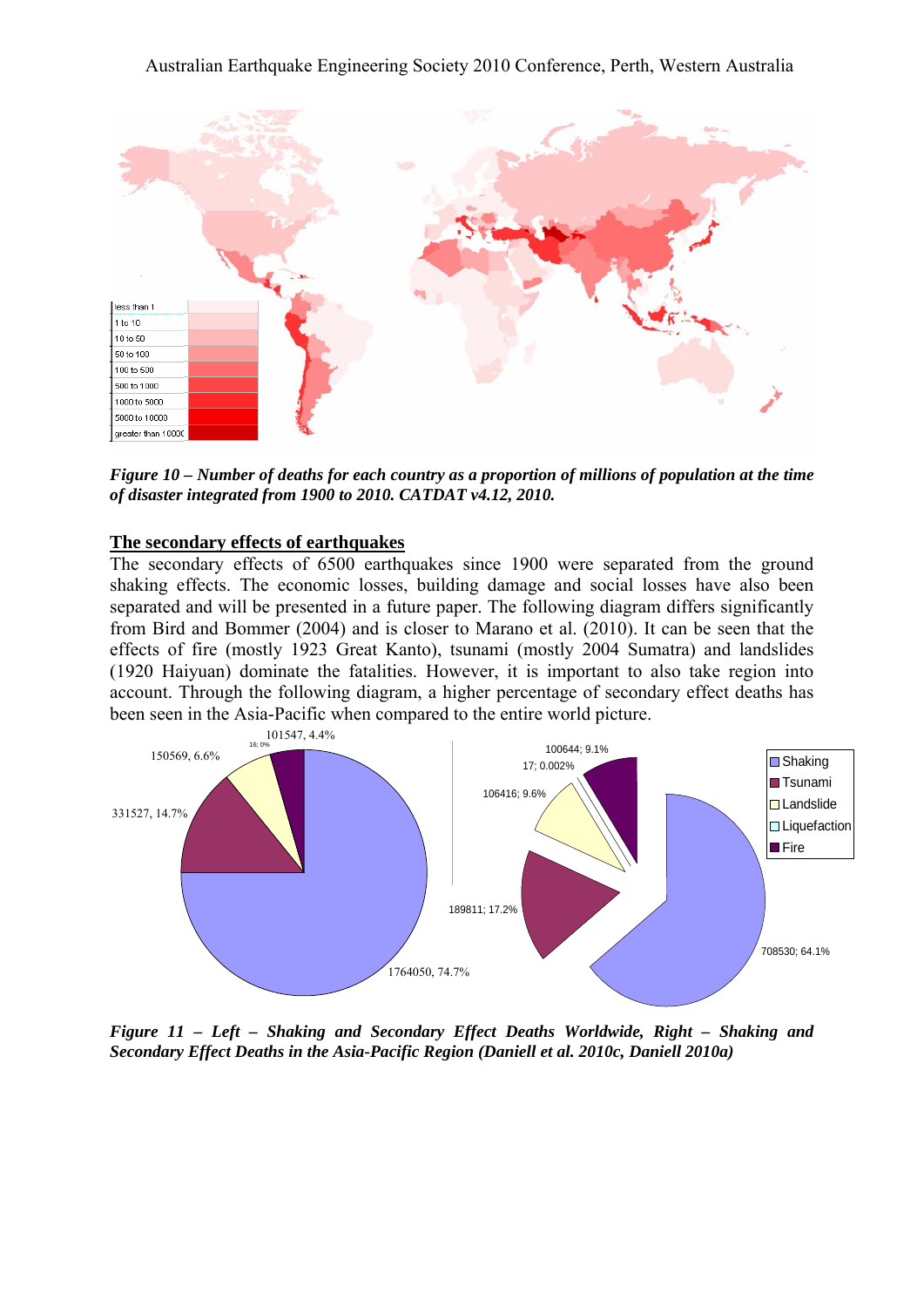*Figure 10 – Number of deaths for each country as a proportion of millions of population at the time of disaster integrated from 1900 to 2010. CATDAT v4.12, 2010.*

**The secondary effects of earthquakes**

The secondary effects of 6500 earthquakes since 1900 were separated from the ground shaking effects. The economic losses, building damage and social losses have also been separated and will be presented in a future paper. The following diagram differs significantly from Bird and Bommer (2004) and is closer to Marano et al. (2010). It can be seen that the effects of fire (mostly 1923 Great Kanto), tsunami (mostly 2004 Sumatra) and landslides (1920 Haiyuan) dominate the fatalities. However, it is important to also take region into account. Through the following diagram, a higher percentage of secondary effect deaths has been seen in the Asia-Pacific when compared to the entire world picture.

*Figure 11 – Left – Shaking and Secondary Effect Deaths Worldwide, Right – Shaking and Secondary Effect Deaths in the Asia-Pacific Region (Daniell et al. 2010c, Daniell 2010a)*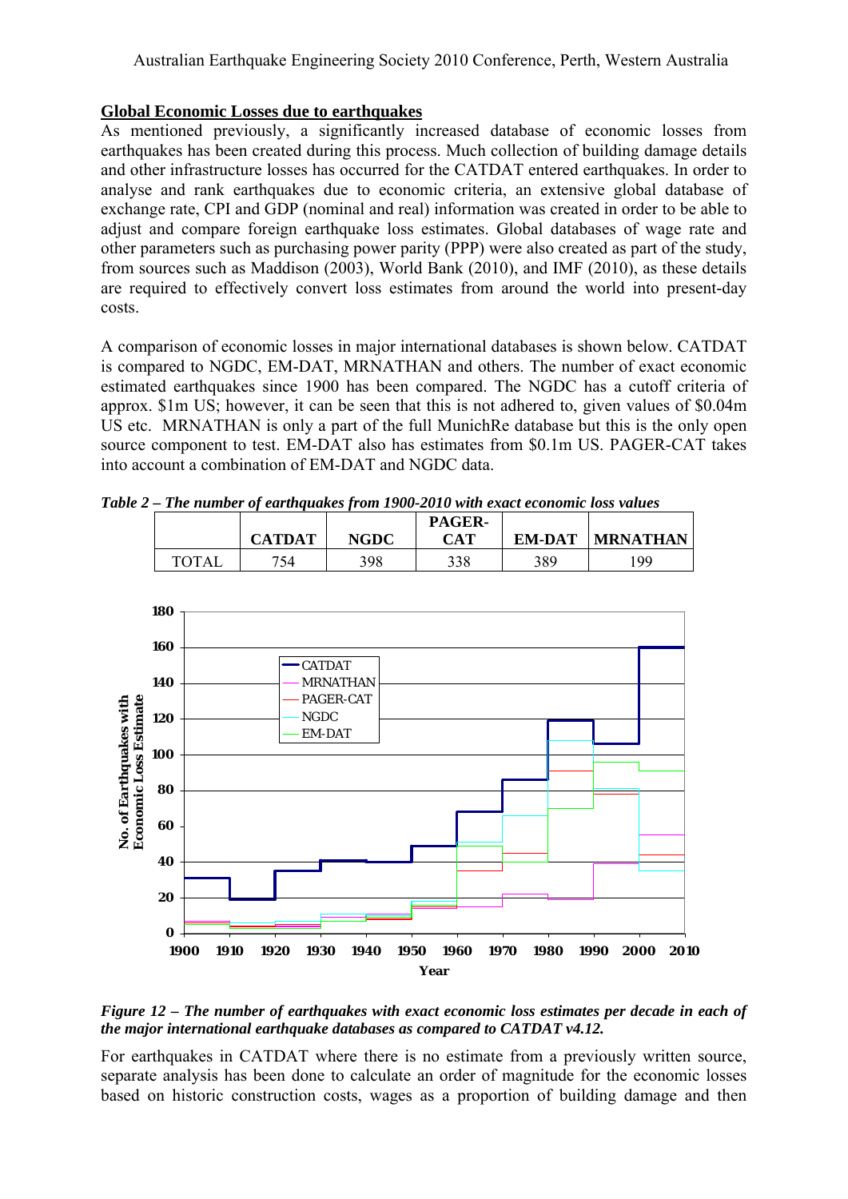## Global Economic Losses due to earthquakes

As mentioned previously, a significantly increased database of economic losses from earthquakes has been created during this process. Much collection of building damage details and other infrastructure losses has occurred for the CATDAT entered earthquakes. In order to analyse and rank earthquakes due to economic criteria, an extensive global database of exchange rate, CPI and GDP (nominal and real) information was created in order to be able to adjust and compare foreign earthquake loss estimates. Global databases of wage rate and other parameters such as purchasing power parity (PPP) were also created as part of the study, from sources such as Maddison (2003), World Bank (2010), and IMF (2010), as these details are required to effectively convert loss estimates from around the world into present-day costs.

A comparison of economic losses in major international databases is shown below. CATDAT is compared to NGDC, EM-DAT, MRNATHAN and others. The number of exact economic estimated earthquakes since 1900 has been compared. The NGDC has a cutoff criteria of approx. \$1m US; however, it can be seen that this is not adhered to, given values of \$0.04m US etc. MRNATHAN is only a part of the full MunichRe database but this is the only open source component to test. EM-DAT also has estimates from \$0.1m US. PAGER-CAT takes into account a combination of EM-DAT and NGDC data.

*Table 2 – The number of earthquakes from 1900-2010 with exact economic loss values*

| | CATDAT | NGDC | PAGER-CAT | EM-DAT | MRNATHAN |
|---|---|---|---|---|---|
| TOTAL | 754 | 398 | 338 | 389 | 199 |

*Figure 12 – The number of earthquakes with exact economic loss estimates per decade in each of the major international earthquake databases as compared to CATDAT v4.12.*

For earthquakes in CATDAT where there is no estimate from a previously written source, separate analysis has been done to calculate an order of magnitude for the economic losses based on historic construction costs, wages as a proportion of building damage and then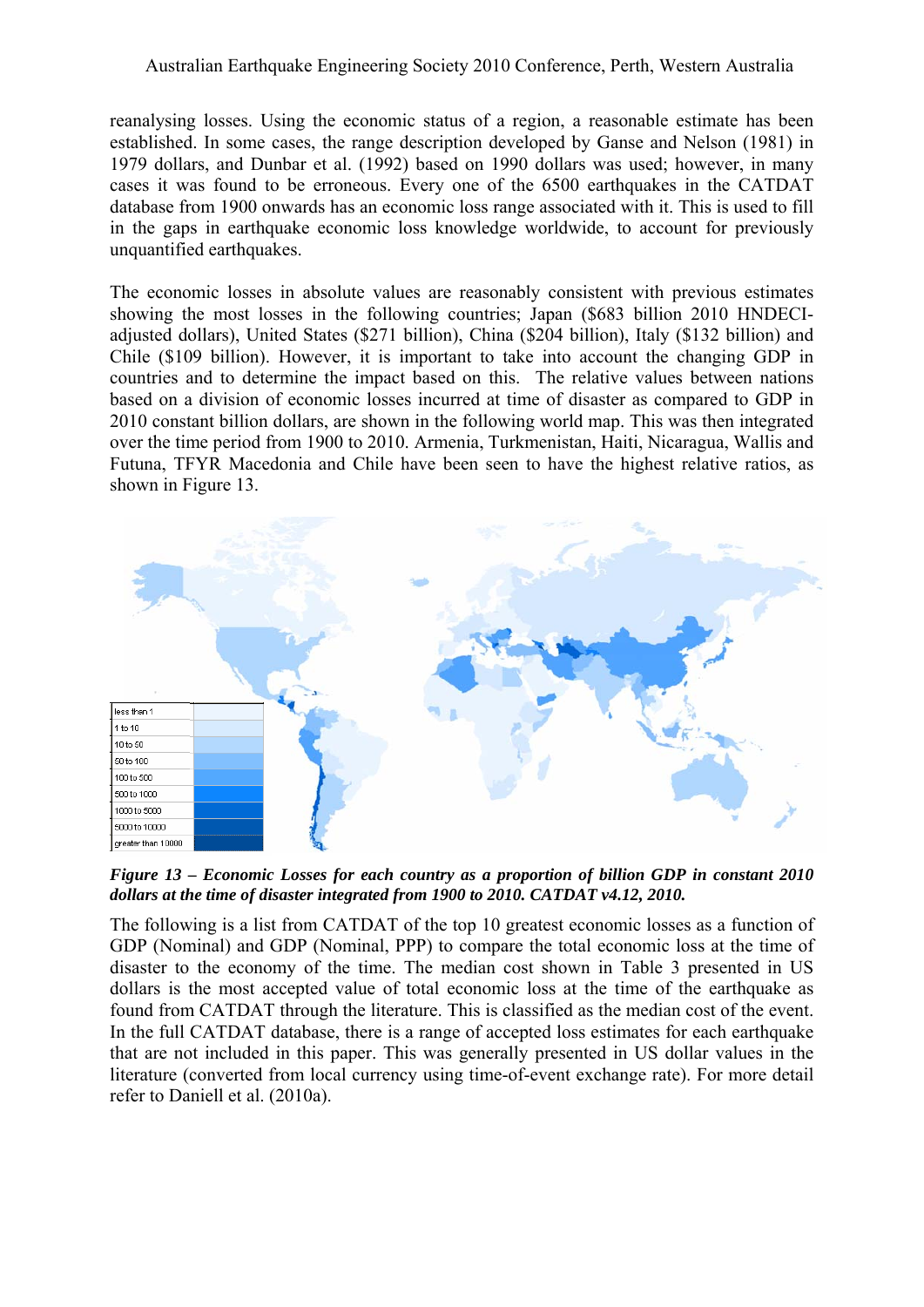reanalysing losses. Using the economic status of a region, a reasonable estimate has been established. In some cases, the range description developed by Ganse and Nelson (1981) in 1979 dollars, and Dunbar et al. (1992) based on 1990 dollars was used; however, in many cases it was found to be erroneous. Every one of the 6500 earthquakes in the CATDAT database from 1900 onwards has an economic loss range associated with it. This is used to fill in the gaps in earthquake economic loss knowledge worldwide, to account for previously unquantified earthquakes.

The economic losses in absolute values are reasonably consistent with previous estimates showing the most losses in the following countries; Japan ($683 billion 2010 HNDECI-adjusted dollars), United States ($271 billion), China ($204 billion), Italy ($132 billion) and Chile ($109 billion). However, it is important to take into account the changing GDP in countries and to determine the impact based on this. The relative values between nations based on a division of economic losses incurred at time of disaster as compared to GDP in 2010 constant billion dollars, are shown in the following world map. This was then integrated over the time period from 1900 to 2010. Armenia, Turkmenistan, Haiti, Nicaragua, Wallis and Futuna, TFYR Macedonia and Chile have been seen to have the highest relative ratios, as shown in Figure 13.

| less than 1 |
|---|
| 1 to 10 |
| 10 to 50 |
| 50 to 100 |
| 100 to 500 |
| 500 to 1000 |
| 1000 to 5000 |
| 5000 to 10000 |
| greater than 10000 |

***Figure 13 – Economic Losses for each country as a proportion of billion GDP in constant 2010 dollars at the time of disaster integrated from 1900 to 2010. CATDAT v4.12, 2010.***

The following is a list from CATDAT of the top 10 greatest economic losses as a function of GDP (Nominal) and GDP (Nominal, PPP) to compare the total economic loss at the time of disaster to the economy of the time. The median cost shown in Table 3 presented in US dollars is the most accepted value of total economic loss at the time of the earthquake as found from CATDAT through the literature. This is classified as the median cost of the event. In the full CATDAT database, there is a range of accepted loss estimates for each earthquake that are not included in this paper. This was generally presented in US dollar values in the literature (converted from local currency using time-of-event exchange rate). For more detail refer to Daniell et al. (2010a).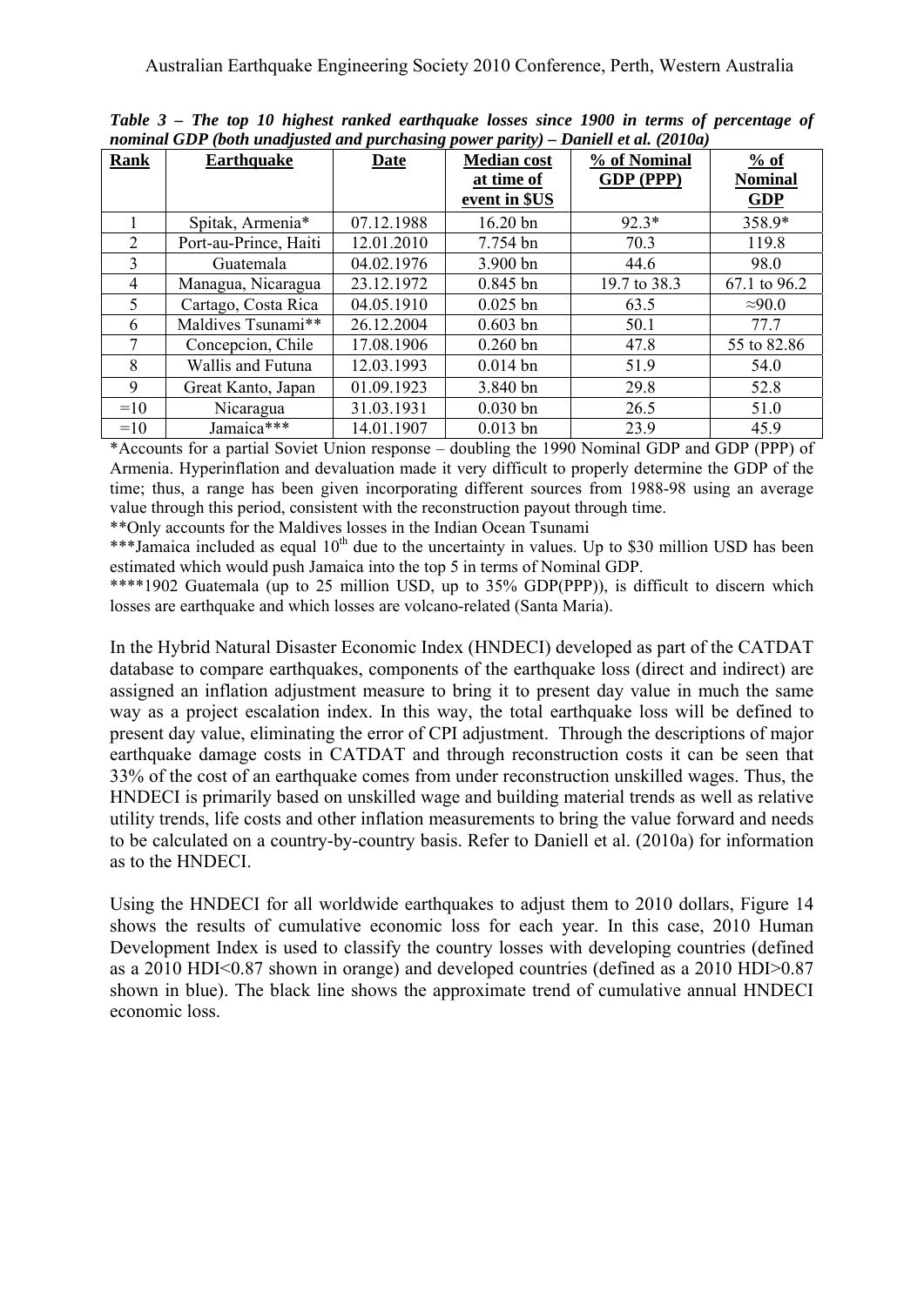***Table 3 – The top 10 highest ranked earthquake losses since 1900 in terms of percentage of nominal GDP (both unadjusted and purchasing power parity) – Daniell et al. (2010a)***

| Rank | Earthquake | Date | Median cost at time of event in $US | % of Nominal GDP (PPP) | % of Nominal GDP |
|---|---|---|---|---|---|
| 1 | Spitak, Armenia* | 07.12.1988 | 16.20 bn | 92.3* | 358.9* |
| 2 | Port-au-Prince, Haiti | 12.01.2010 | 7.754 bn | 70.3 | 119.8 |
| 3 | Guatemala | 04.02.1976 | 3.900 bn | 44.6 | 98.0 |
| 4 | Managua, Nicaragua | 23.12.1972 | 0.845 bn | 19.7 to 38.3 | 67.1 to 96.2 |
| 5 | Cartago, Costa Rica | 04.05.1910 | 0.025 bn | 63.5 | ≈90.0 |
| 6 | Maldives Tsunami** | 26.12.2004 | 0.603 bn | 50.1 | 77.7 |
| 7 | Concepcion, Chile | 17.08.1906 | 0.260 bn | 47.8 | 55 to 82.86 |
| 8 | Wallis and Futuna | 12.03.1993 | 0.014 bn | 51.9 | 54.0 |
| 9 | Great Kanto, Japan | 01.09.1923 | 3.840 bn | 29.8 | 52.8 |
| =10 | Nicaragua | 31.03.1931 | 0.030 bn | 26.5 | 51.0 |
| =10 | Jamaica*** | 14.01.1907 | 0.013 bn | 23.9 | 45.9 |

*Accounts for a partial Soviet Union response – doubling the 1990 Nominal GDP and GDP (PPP) of Armenia. Hyperinflation and devaluation made it very difficult to properly determine the GDP of the time; thus, a range has been given incorporating different sources from 1988-98 using an average value through this period, consistent with the reconstruction payout through time.

**Only accounts for the Maldives losses in the Indian Ocean Tsunami

***Jamaica included as equal 10th due to the uncertainty in values. Up to $30 million USD has been estimated which would push Jamaica into the top 5 in terms of Nominal GDP.

****1902 Guatemala (up to 25 million USD, up to 35% GDP(PPP)), is difficult to discern which losses are earthquake and which losses are volcano-related (Santa Maria).

In the Hybrid Natural Disaster Economic Index (HNDECI) developed as part of the CATDAT database to compare earthquakes, components of the earthquake loss (direct and indirect) are assigned an inflation adjustment measure to bring it to present day value in much the same way as a project escalation index. In this way, the total earthquake loss will be defined to present day value, eliminating the error of CPI adjustment. Through the descriptions of major earthquake damage costs in CATDAT and through reconstruction costs it can be seen that 33% of the cost of an earthquake comes from under reconstruction unskilled wages. Thus, the HNDECI is primarily based on unskilled wage and building material trends as well as relative utility trends, life costs and other inflation measurements to bring the value forward and needs to be calculated on a country-by-country basis. Refer to Daniell et al. (2010a) for information as to the HNDECI.

Using the HNDECI for all worldwide earthquakes to adjust them to 2010 dollars, Figure 14 shows the results of cumulative economic loss for each year. In this case, 2010 Human Development Index is used to classify the country losses with developing countries (defined as a 2010 HDI<0.87 shown in orange) and developed countries (defined as a 2010 HDI>0.87 shown in blue). The black line shows the approximate trend of cumulative annual HNDECI economic loss.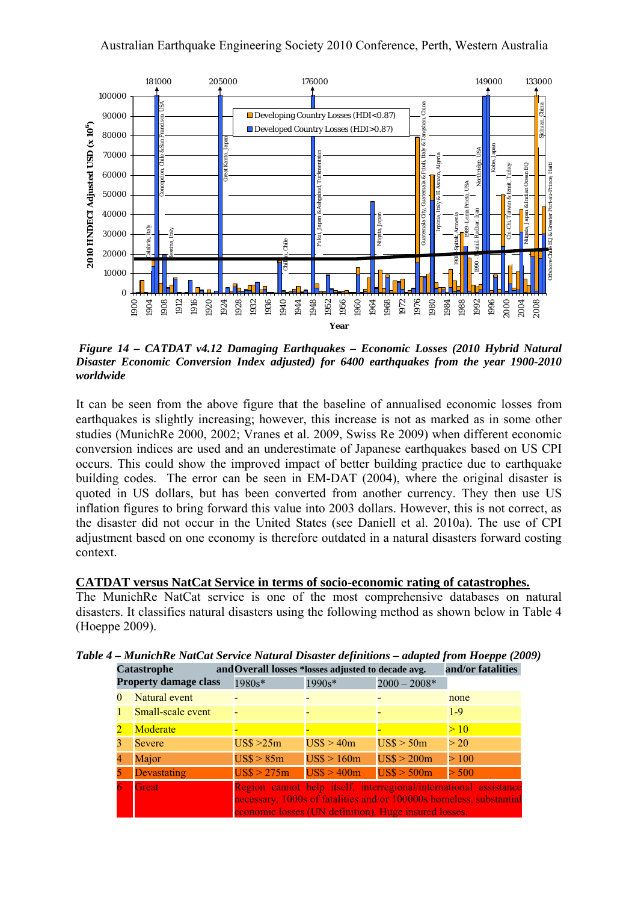*Figure 14 – CATDAT v4.12 Damaging Earthquakes – Economic Losses (2010 Hybrid Natural Disaster Economic Conversion Index adjusted) for 6400 earthquakes from the year 1900-2010 worldwide*

It can be seen from the above figure that the baseline of annualised economic losses from earthquakes is slightly increasing; however, this increase is not as marked as in some other studies (MunichRe 2000, 2002; Vranes et al. 2009, Swiss Re 2009) when different economic conversion indices are used and an underestimate of Japanese earthquakes based on US CPI occurs. This could show the improved impact of better building practice due to earthquake building codes. The error can be seen in EM-DAT (2004), where the original disaster is quoted in US dollars, but has been converted from another currency. They then use US inflation figures to bring forward this value into 2003 dollars. However, this is not correct, as the disaster did not occur in the United States (see Daniell et al. 2010a). The use of CPI adjustment based on one economy is therefore outdated in a natural disasters forward costing context.

## CATDAT versus NatCat Service in terms of socio-economic rating of catastrophes.

The MunichRe NatCat service is one of the most comprehensive databases on natural disasters. It classifies natural disasters using the following method as shown below in Table 4 (Hoeppe 2009).

*Table 4 – MunichRe NatCat Service Natural Disaster definitions – adapted from Hoeppe (2009)*

| Catastrophe and Property damage class | | Overall losses *losses adjusted to decade avg. | | | and/or fatalities |
|---|---|---|---|---|---|
| | | 1980s* | 1990s* | 2000 – 2008* | |
| 0 | Natural event | - | - | - | none |
| 1 | Small-scale event | - | - | - | 1-9 |
| 2 | Moderate | - | - | - | > 10 |
| 3 | Severe | US$ >25m | US$ > 40m | US$ > 50m | > 20 |
| 4 | Major | US$ > 85m | US$ > 160m | US$ > 200m | > 100 |
| 5 | Devastating | US$ > 275m | US$ > 400m | US$ > 500m | > 500 |
| 6 | Great | Region cannot help itself, interregional/international assistance necessary, 1000s of fatalities and/or 100000s homeless, substantial economic losses (UN definition). Huge insured losses. | | | |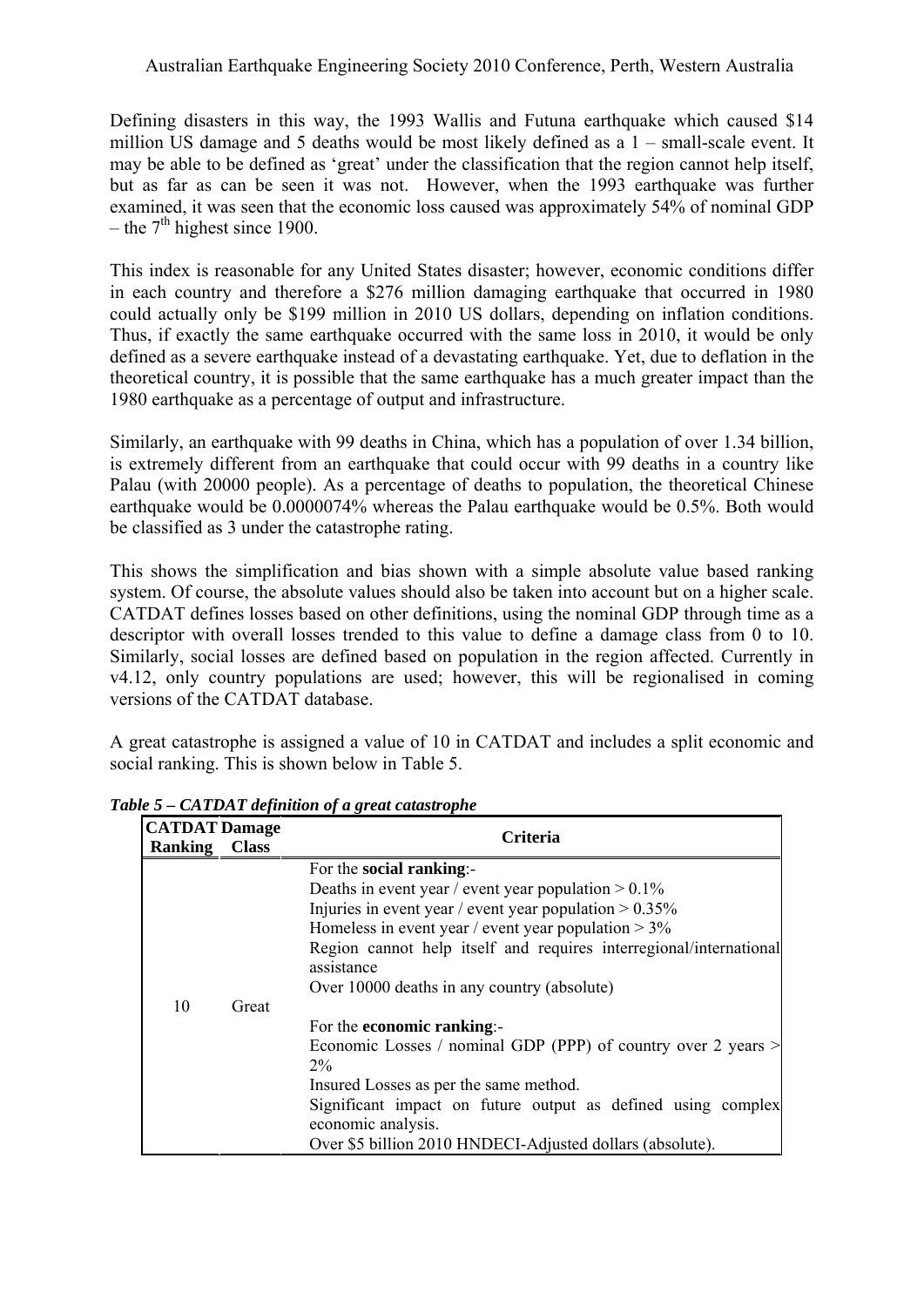Defining disasters in this way, the 1993 Wallis and Futuna earthquake which caused \$14 million US damage and 5 deaths would be most likely defined as a 1 – small-scale event. It may be able to be defined as 'great' under the classification that the region cannot help itself, but as far as can be seen it was not. However, when the 1993 earthquake was further examined, it was seen that the economic loss caused was approximately 54% of nominal GDP – the 7th highest since 1900.

This index is reasonable for any United States disaster; however, economic conditions differ in each country and therefore a \$276 million damaging earthquake that occurred in 1980 could actually only be \$199 million in 2010 US dollars, depending on inflation conditions. Thus, if exactly the same earthquake occurred with the same loss in 2010, it would be only defined as a severe earthquake instead of a devastating earthquake. Yet, due to deflation in the theoretical country, it is possible that the same earthquake has a much greater impact than the 1980 earthquake as a percentage of output and infrastructure.

Similarly, an earthquake with 99 deaths in China, which has a population of over 1.34 billion, is extremely different from an earthquake that could occur with 99 deaths in a country like Palau (with 20000 people). As a percentage of deaths to population, the theoretical Chinese earthquake would be 0.0000074% whereas the Palau earthquake would be 0.5%. Both would be classified as 3 under the catastrophe rating.

This shows the simplification and bias shown with a simple absolute value based ranking system. Of course, the absolute values should also be taken into account but on a higher scale. CATDAT defines losses based on other definitions, using the nominal GDP through time as a descriptor with overall losses trended to this value to define a damage class from 0 to 10. Similarly, social losses are defined based on population in the region affected. Currently in v4.12, only country populations are used; however, this will be regionalised in coming versions of the CATDAT database.

A great catastrophe is assigned a value of 10 in CATDAT and includes a split economic and social ranking. This is shown below in Table 5.

***Table 5 – CATDAT definition of a great catastrophe***

| CATDAT Ranking | Damage Class | Criteria |
|---|---|---|
| 10 | Great | For the **social ranking**:-<br>Deaths in event year / event year population > 0.1%<br>Injuries in event year / event year population > 0.35%<br>Homeless in event year / event year population > 3%<br>Region cannot help itself and requires interregional/international assistance<br>Over 10000 deaths in any country (absolute)<br><br>For the **economic ranking**:-<br>Economic Losses / nominal GDP (PPP) of country over 2 years > 2%<br>Insured Losses as per the same method.<br>Significant impact on future output as defined using complex economic analysis.<br>Over \$5 billion 2010 HNDECI-Adjusted dollars (absolute). |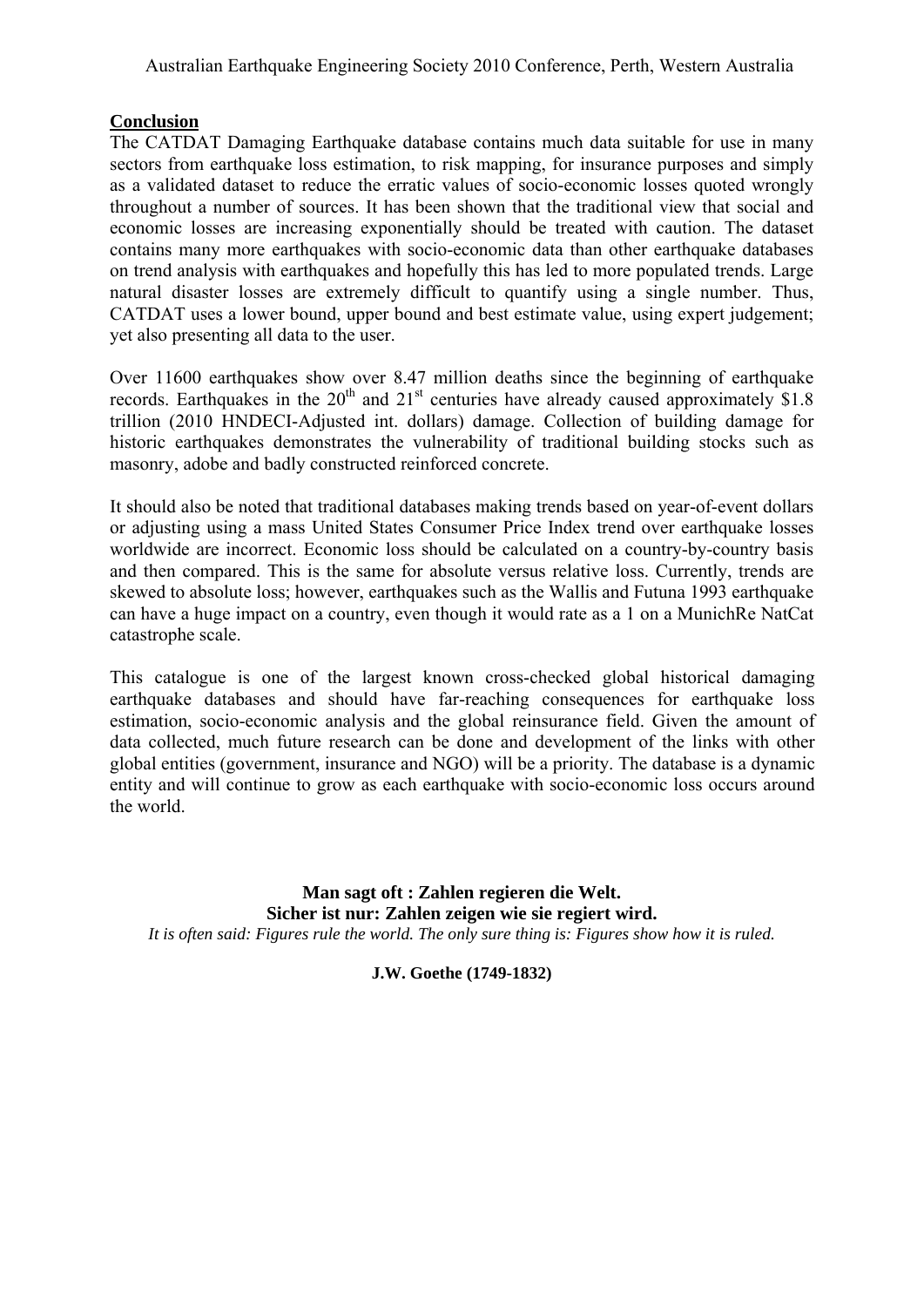## Conclusion

The CATDAT Damaging Earthquake database contains much data suitable for use in many sectors from earthquake loss estimation, to risk mapping, for insurance purposes and simply as a validated dataset to reduce the erratic values of socio-economic losses quoted wrongly throughout a number of sources. It has been shown that the traditional view that social and economic losses are increasing exponentially should be treated with caution. The dataset contains many more earthquakes with socio-economic data than other earthquake databases on trend analysis with earthquakes and hopefully this has led to more populated trends. Large natural disaster losses are extremely difficult to quantify using a single number. Thus, CATDAT uses a lower bound, upper bound and best estimate value, using expert judgement; yet also presenting all data to the user.

Over 11600 earthquakes show over 8.47 million deaths since the beginning of earthquake records. Earthquakes in the $20^{th}$ and $21^{st}$ centuries have already caused approximately $1.8 trillion (2010 HNDECI-Adjusted int. dollars) damage. Collection of building damage for historic earthquakes demonstrates the vulnerability of traditional building stocks such as masonry, adobe and badly constructed reinforced concrete.

It should also be noted that traditional databases making trends based on year-of-event dollars or adjusting using a mass United States Consumer Price Index trend over earthquake losses worldwide are incorrect. Economic loss should be calculated on a country-by-country basis and then compared. This is the same for absolute versus relative loss. Currently, trends are skewed to absolute loss; however, earthquakes such as the Wallis and Futuna 1993 earthquake can have a huge impact on a country, even though it would rate as a 1 on a MunichRe NatCat catastrophe scale.

This catalogue is one of the largest known cross-checked global historical damaging earthquake databases and should have far-reaching consequences for earthquake loss estimation, socio-economic analysis and the global reinsurance field. Given the amount of data collected, much future research can be done and development of the links with other global entities (government, insurance and NGO) will be a priority. The database is a dynamic entity and will continue to grow as each earthquake with socio-economic loss occurs around the world.

**Man sagt oft : Zahlen regieren die Welt.**
**Sicher ist nur: Zahlen zeigen wie sie regiert wird.**
*It is often said: Figures rule the world. The only sure thing is: Figures show how it is ruled.*

**J.W. Goethe (1749-1832)**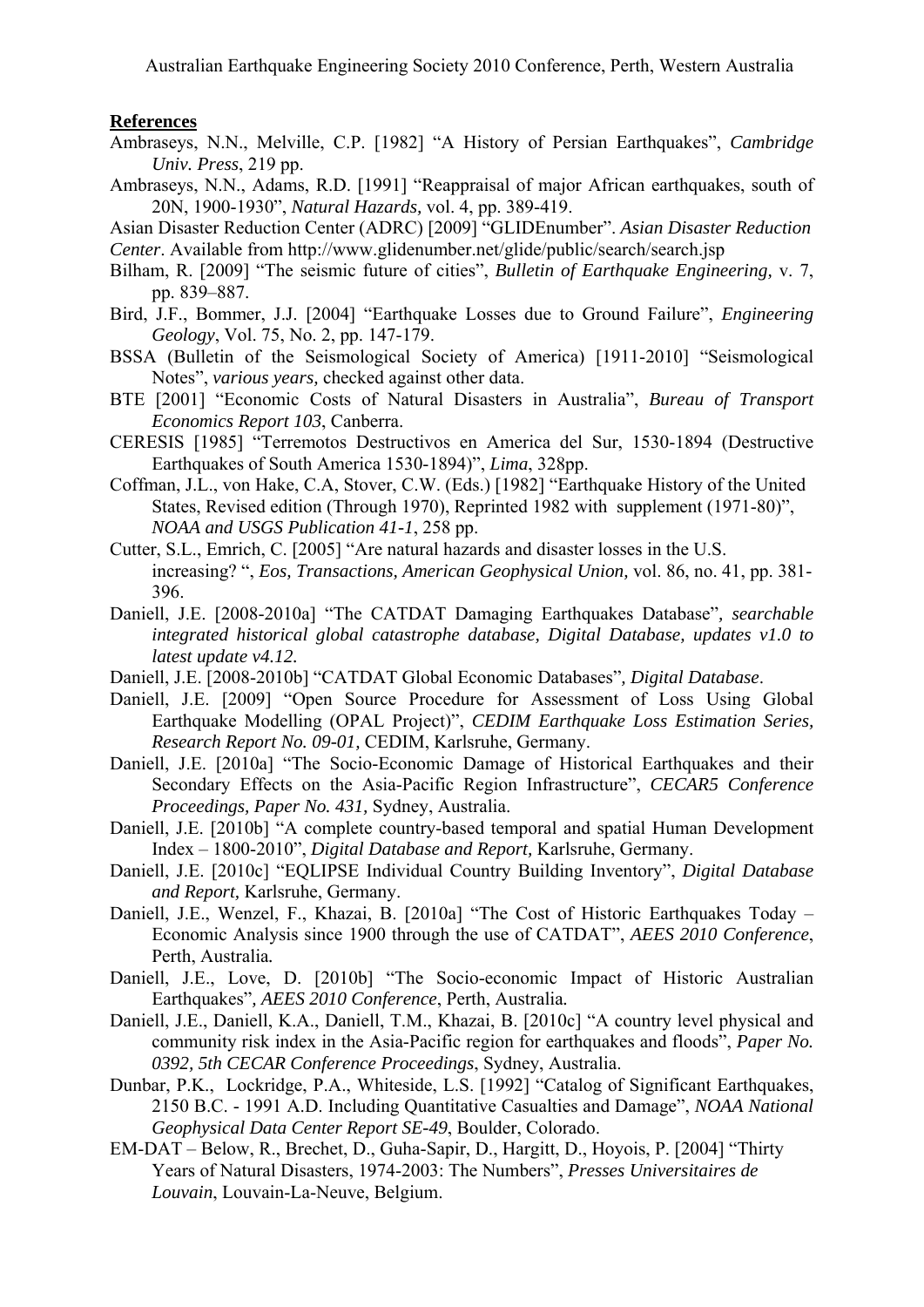**References**

Ambraseys, N.N., Melville, C.P. [1982] "A History of Persian Earthquakes", *Cambridge Univ. Press*, 219 pp.

Ambraseys, N.N., Adams, R.D. [1991] "Reappraisal of major African earthquakes, south of 20N, 1900-1930", *Natural Hazards,* vol. 4, pp. 389-419.

Asian Disaster Reduction Center (ADRC) [2009] "GLIDEnumber". *Asian Disaster Reduction Center*. Available from http://www.glidenumber.net/glide/public/search/search.jsp

Bilham, R. [2009] "The seismic future of cities", *Bulletin of Earthquake Engineering,* v. 7, pp. 839–887.

Bird, J.F., Bommer, J.J. [2004] "Earthquake Losses due to Ground Failure", *Engineering Geology*, Vol. 75, No. 2, pp. 147-179.

BSSA (Bulletin of the Seismological Society of America) [1911-2010] "Seismological Notes", *various years,* checked against other data.

BTE [2001] "Economic Costs of Natural Disasters in Australia", *Bureau of Transport Economics Report 103*, Canberra.

CERESIS [1985] "Terremotos Destructivos en America del Sur, 1530-1894 (Destructive Earthquakes of South America 1530-1894)", *Lima*, 328pp.

Coffman, J.L., von Hake, C.A, Stover, C.W. (Eds.) [1982] "Earthquake History of the United States, Revised edition (Through 1970), Reprinted 1982 with supplement (1971-80)", *NOAA and USGS Publication 41-1*, 258 pp.

Cutter, S.L., Emrich, C. [2005] "Are natural hazards and disaster losses in the U.S. increasing? ", *Eos, Transactions, American Geophysical Union,* vol. 86, no. 41, pp. 381-396.

Daniell, J.E. [2008-2010a] "The CATDAT Damaging Earthquakes Database"*, searchable integrated historical global catastrophe database, Digital Database, updates v1.0 to latest update v4.12.*

Daniell, J.E. [2008-2010b] "CATDAT Global Economic Databases"*, Digital Database*.

Daniell, J.E. [2009] "Open Source Procedure for Assessment of Loss Using Global Earthquake Modelling (OPAL Project)", *CEDIM Earthquake Loss Estimation Series, Research Report No. 09-01,* CEDIM, Karlsruhe, Germany.

Daniell, J.E. [2010a] "The Socio-Economic Damage of Historical Earthquakes and their Secondary Effects on the Asia-Pacific Region Infrastructure", *CECAR5 Conference Proceedings, Paper No. 431,* Sydney, Australia.

Daniell, J.E. [2010b] "A complete country-based temporal and spatial Human Development Index – 1800-2010", *Digital Database and Report,* Karlsruhe, Germany.

Daniell, J.E. [2010c] "EQLIPSE Individual Country Building Inventory", *Digital Database and Report,* Karlsruhe, Germany.

Daniell, J.E., Wenzel, F., Khazai, B. [2010a] "The Cost of Historic Earthquakes Today – Economic Analysis since 1900 through the use of CATDAT", *AEES 2010 Conference*, Perth, Australia*.*

Daniell, J.E., Love, D. [2010b] "The Socio-economic Impact of Historic Australian Earthquakes"*, AEES 2010 Conference*, Perth, Australia*.*

Daniell, J.E., Daniell, K.A., Daniell, T.M., Khazai, B. [2010c] "A country level physical and community risk index in the Asia-Pacific region for earthquakes and floods", *Paper No. 0392, 5th CECAR Conference Proceedings*, Sydney, Australia.

Dunbar, P.K., Lockridge, P.A., Whiteside, L.S. [1992] "Catalog of Significant Earthquakes, 2150 B.C. - 1991 A.D. Including Quantitative Casualties and Damage", *NOAA National Geophysical Data Center Report SE-49*, Boulder, Colorado.

EM-DAT – Below, R., Brechet, D., Guha-Sapir, D., Hargitt, D., Hoyois, P. [2004] "Thirty Years of Natural Disasters, 1974-2003: The Numbers", *Presses Universitaires de Louvain*, Louvain-La-Neuve, Belgium.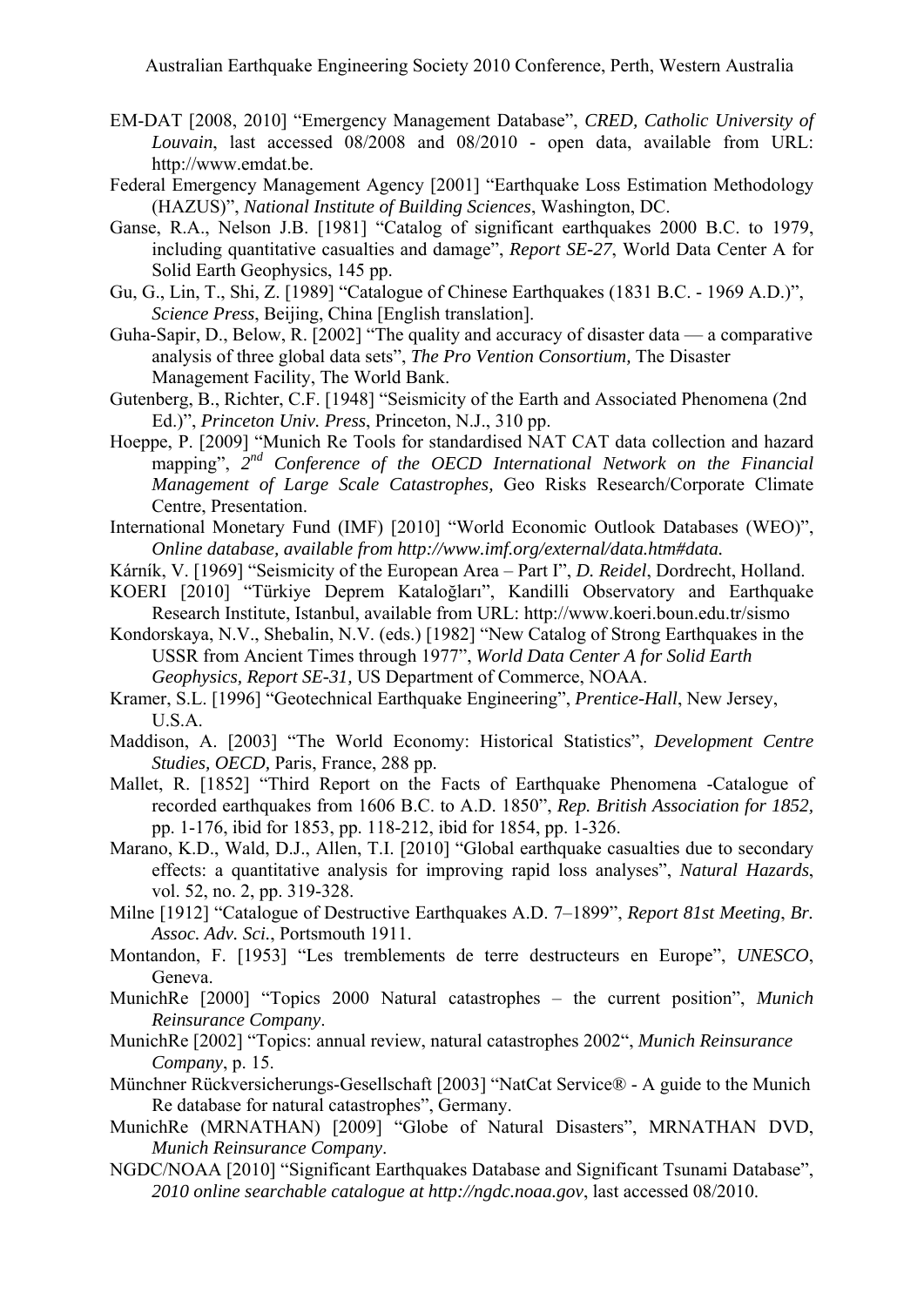EM-DAT [2008, 2010] "Emergency Management Database", *CRED, Catholic University of Louvain*, last accessed 08/2008 and 08/2010 - open data, available from URL: http://www.emdat.be.

Federal Emergency Management Agency [2001] "Earthquake Loss Estimation Methodology (HAZUS)", *National Institute of Building Sciences*, Washington, DC.

Ganse, R.A., Nelson J.B. [1981] "Catalog of significant earthquakes 2000 B.C. to 1979, including quantitative casualties and damage", *Report SE-27*, World Data Center A for Solid Earth Geophysics, 145 pp.

Gu, G., Lin, T., Shi, Z. [1989] "Catalogue of Chinese Earthquakes (1831 B.C. - 1969 A.D.)", *Science Press*, Beijing, China [English translation].

Guha-Sapir, D., Below, R. [2002] "The quality and accuracy of disaster data — a comparative analysis of three global data sets", *The Pro Vention Consortium,* The Disaster Management Facility, The World Bank.

Gutenberg, B., Richter, C.F. [1948] "Seismicity of the Earth and Associated Phenomena (2nd Ed.)", *Princeton Univ. Press*, Princeton, N.J., 310 pp.

Hoeppe, P. [2009] "Munich Re Tools for standardised NAT CAT data collection and hazard mapping", *2nd Conference of the OECD International Network on the Financial Management of Large Scale Catastrophes,* Geo Risks Research/Corporate Climate Centre, Presentation.

International Monetary Fund (IMF) [2010] "World Economic Outlook Databases (WEO)", *Online database, available from http://www.imf.org/external/data.htm#data.*

Kárník, V. [1969] "Seismicity of the European Area – Part I", *D. Reidel*, Dordrecht, Holland.

KOERI [2010] "Türkiye Deprem Kataloğları", Kandilli Observatory and Earthquake Research Institute, Istanbul, available from URL: http://www.koeri.boun.edu.tr/sismo

Kondorskaya, N.V., Shebalin, N.V. (eds.) [1982] "New Catalog of Strong Earthquakes in the USSR from Ancient Times through 1977", *World Data Center A for Solid Earth Geophysics, Report SE-31,* US Department of Commerce, NOAA.

Kramer, S.L. [1996] "Geotechnical Earthquake Engineering", *Prentice-Hall*, New Jersey, U.S.A.

Maddison, A. [2003] "The World Economy: Historical Statistics", *Development Centre Studies, OECD,* Paris, France, 288 pp.

Mallet, R. [1852] "Third Report on the Facts of Earthquake Phenomena -Catalogue of recorded earthquakes from 1606 B.C. to A.D. 1850", *Rep. British Association for 1852,* pp. 1-176, ibid for 1853, pp. 118-212, ibid for 1854, pp. 1-326.

Marano, K.D., Wald, D.J., Allen, T.I. [2010] "Global earthquake casualties due to secondary effects: a quantitative analysis for improving rapid loss analyses", *Natural Hazards*, vol. 52, no. 2, pp. 319-328.

Milne [1912] "Catalogue of Destructive Earthquakes A.D. 7–1899", *Report 81st Meeting*, *Br. Assoc. Adv. Sci.*, Portsmouth 1911.

Montandon, F. [1953] "Les tremblements de terre destructeurs en Europe", *UNESCO*, Geneva.

MunichRe [2000] "Topics 2000 Natural catastrophes – the current position", *Munich Reinsurance Company*.

MunichRe [2002] "Topics: annual review, natural catastrophes 2002", *Munich Reinsurance Company*, p. 15.

Münchner Rückversicherungs-Gesellschaft [2003] "NatCat Service® - A guide to the Munich Re database for natural catastrophes", Germany.

MunichRe (MRNATHAN) [2009] "Globe of Natural Disasters", MRNATHAN DVD, *Munich Reinsurance Company*.

NGDC/NOAA [2010] "Significant Earthquakes Database and Significant Tsunami Database", *2010 online searchable catalogue at http://ngdc.noaa.gov*, last accessed 08/2010.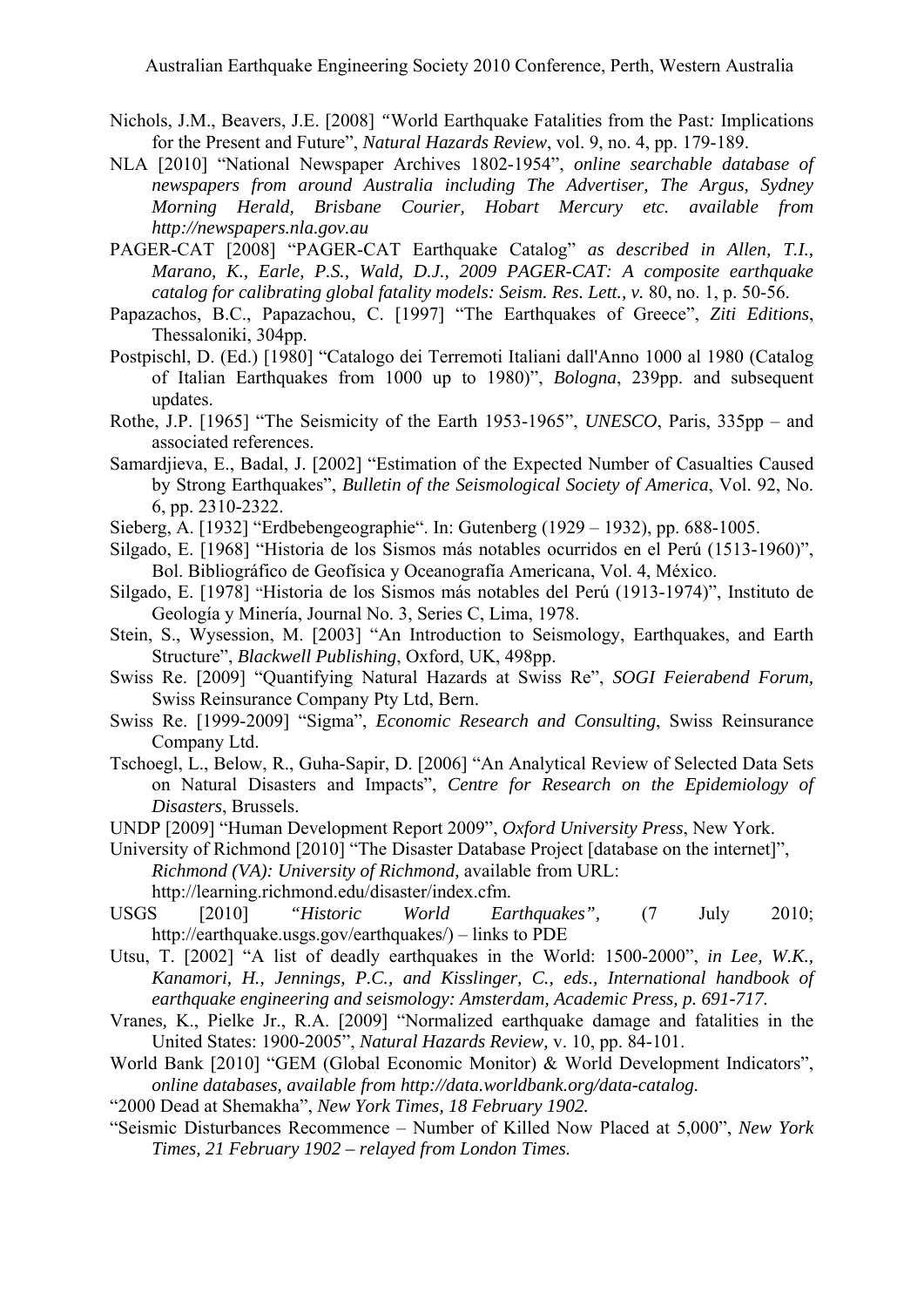Nichols, J.M., Beavers, J.E. [2008] "World Earthquake Fatalities from the Past: Implications for the Present and Future", *Natural Hazards Review*, vol. 9, no. 4, pp. 179-189.

NLA [2010] "National Newspaper Archives 1802-1954", *online searchable database of newspapers from around Australia including The Advertiser, The Argus, Sydney Morning Herald, Brisbane Courier, Hobart Mercury etc. available from http://newspapers.nla.gov.au*

PAGER-CAT [2008] "PAGER-CAT Earthquake Catalog" *as described in Allen, T.I., Marano, K., Earle, P.S., Wald, D.J., 2009 PAGER-CAT: A composite earthquake catalog for calibrating global fatality models: Seism. Res. Lett., v.* 80, no. 1, p. 50-56.

Papazachos, B.C., Papazachou, C. [1997] "The Earthquakes of Greece", *Ziti Editions*, Thessaloniki, 304pp.

Postpischl, D. (Ed.) [1980] "Catalogo dei Terremoti Italiani dall'Anno 1000 al 1980 (Catalog of Italian Earthquakes from 1000 up to 1980)", *Bologna*, 239pp. and subsequent updates.

Rothe, J.P. [1965] "The Seismicity of the Earth 1953-1965", *UNESCO*, Paris, 335pp – and associated references.

Samardjieva, E., Badal, J. [2002] "Estimation of the Expected Number of Casualties Caused by Strong Earthquakes", *Bulletin of the Seismological Society of America*, Vol. 92, No. 6, pp. 2310-2322.

Sieberg, A. [1932] "Erdbebengeographie". In: Gutenberg (1929 – 1932), pp. 688-1005.

Silgado, E. [1968] "Historia de los Sismos más notables ocurridos en el Perú (1513-1960)", Bol. Bibliográfico de Geofísica y Oceanografía Americana, Vol. 4, México.

Silgado, E. [1978] "Historia de los Sismos más notables del Perú (1913-1974)", Instituto de Geología y Minería, Journal No. 3, Series C, Lima, 1978.

Stein, S., Wysession, M. [2003] "An Introduction to Seismology, Earthquakes, and Earth Structure", *Blackwell Publishing*, Oxford, UK, 498pp.

Swiss Re. [2009] "Quantifying Natural Hazards at Swiss Re", *SOGI Feierabend Forum,* Swiss Reinsurance Company Pty Ltd, Bern.

Swiss Re. [1999-2009] "Sigma", *Economic Research and Consulting*, Swiss Reinsurance Company Ltd.

Tschoegl, L., Below, R., Guha-Sapir, D. [2006] "An Analytical Review of Selected Data Sets on Natural Disasters and Impacts", *Centre for Research on the Epidemiology of Disasters*, Brussels.

UNDP [2009] "Human Development Report 2009", *Oxford University Press*, New York.

University of Richmond [2010] "The Disaster Database Project [database on the internet]", *Richmond (VA): University of Richmond,* available from URL: http://learning.richmond.edu/disaster/index.cfm.

USGS [2010] *"Historic World Earthquakes",* (7 July 2010; http://earthquake.usgs.gov/earthquakes/) – links to PDE

Utsu, T. [2002] "A list of deadly earthquakes in the World: 1500-2000", *in Lee, W.K., Kanamori, H., Jennings, P.C., and Kisslinger, C., eds., International handbook of earthquake engineering and seismology: Amsterdam, Academic Press, p. 691-717.*

Vranes, K., Pielke Jr., R.A. [2009] "Normalized earthquake damage and fatalities in the United States: 1900-2005", *Natural Hazards Review,* v. 10, pp. 84-101.

World Bank [2010] "GEM (Global Economic Monitor) & World Development Indicators", *online databases, available from http://data.worldbank.org/data-catalog.*

"2000 Dead at Shemakha", *New York Times, 18 February 1902.*

"Seismic Disturbances Recommence – Number of Killed Now Placed at 5,000", *New York Times, 21 February 1902 – relayed from London Times.*